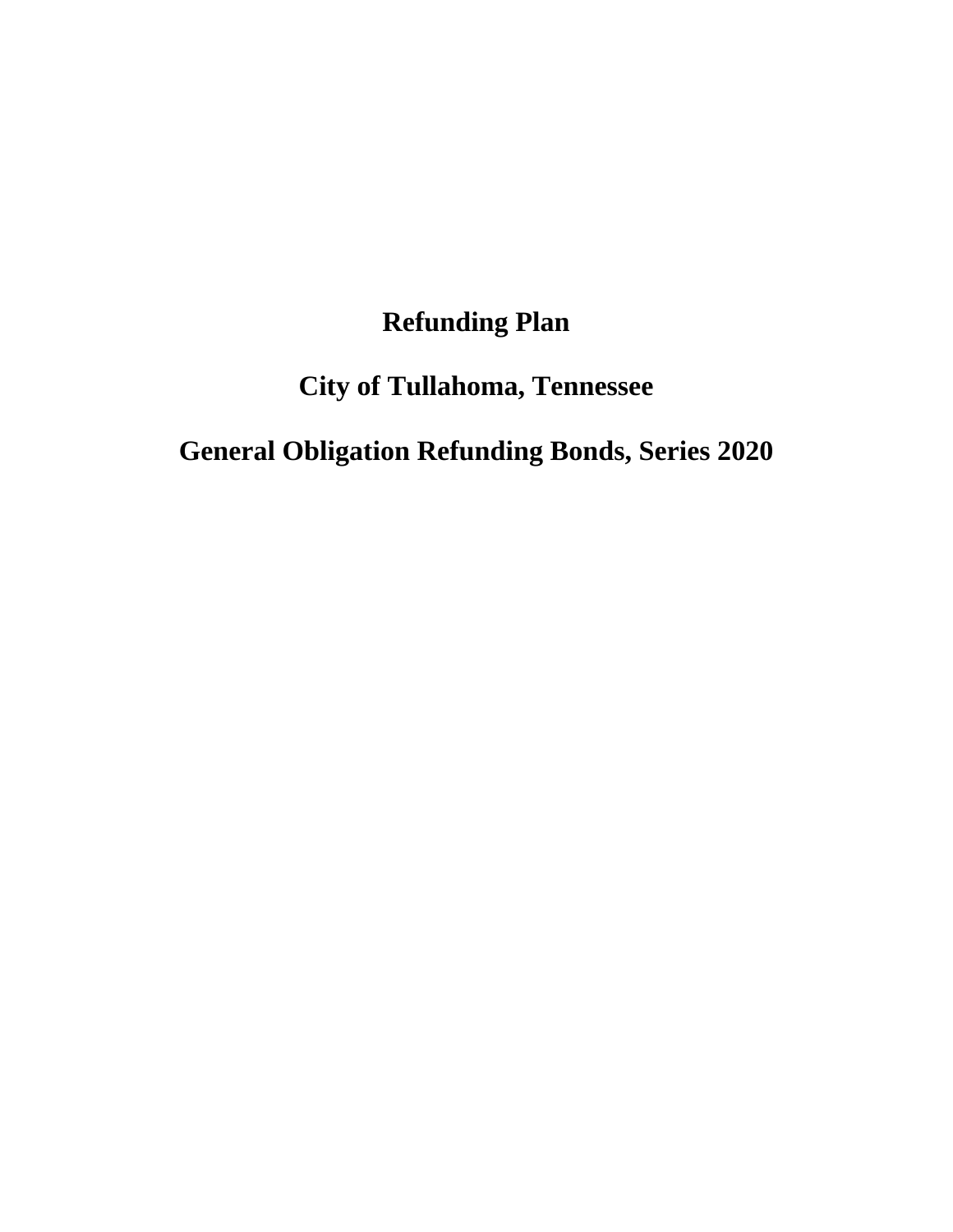# Refunding Plan

# City of Tullahoma, Tennessee

# General Obligation Refunding Bonds, Series 2020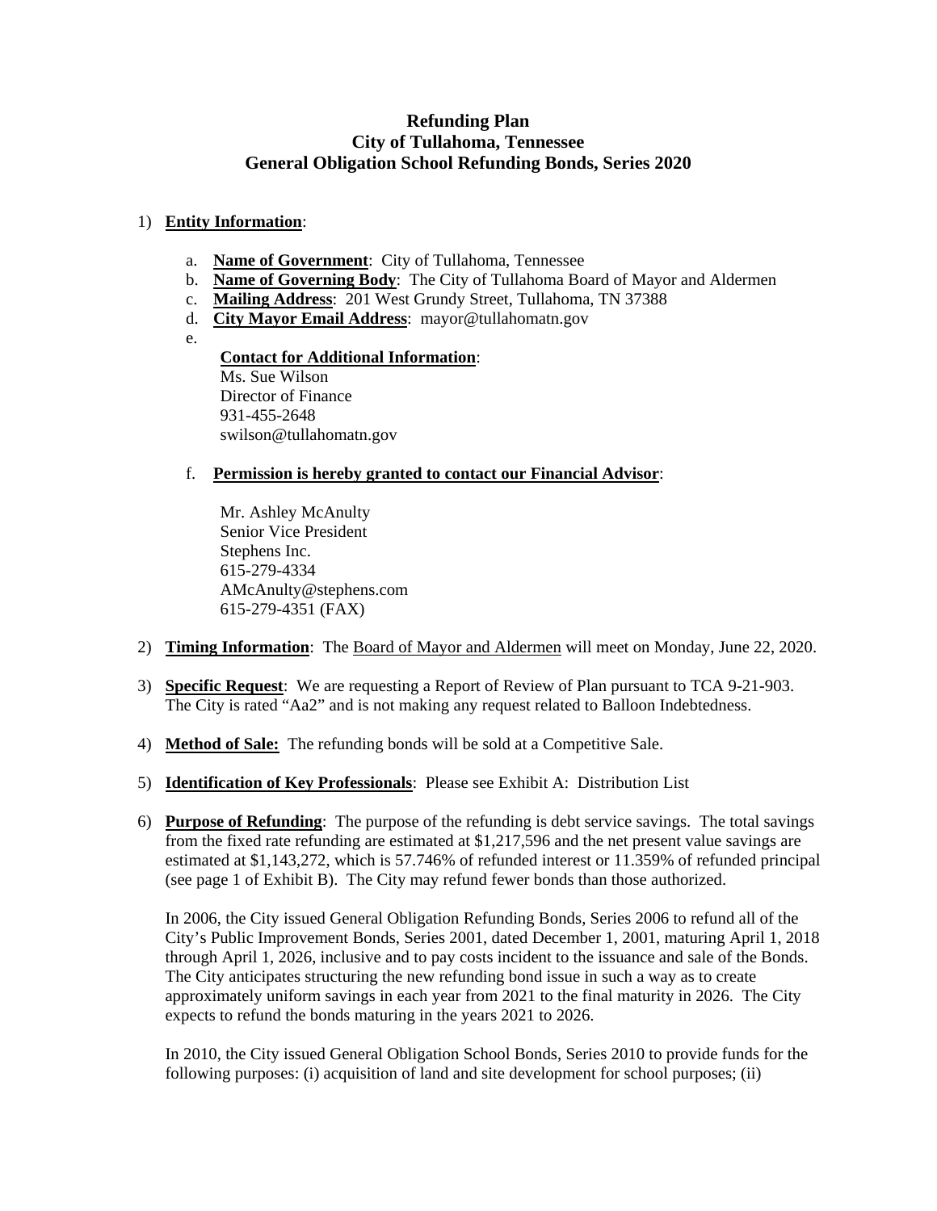# Refunding Plan
# City of Tullahoma, Tennessee
# General Obligation School Refunding Bonds, Series 2020

1) **Entity Information**:

   a. **Name of Government**: City of Tullahoma, Tennessee
   b. **Name of Governing Body**: The City of Tullahoma Board of Mayor and Aldermen
   c. **Mailing Address**: 201 West Grundy Street, Tullahoma, TN 37388
   d. **City Mayor Email Address**: mayor@tullahomatn.gov
   e. **Contact for Additional Information**:
      Ms. Sue Wilson
      Director of Finance
      931-455-2648
      swilson@tullahomatn.gov

   f. **Permission is hereby granted to contact our Financial Advisor**:

      Mr. Ashley McAnulty
      Senior Vice President
      Stephens Inc.
      615-279-4334
      AMcAnulty@stephens.com
      615-279-4351 (FAX)

2) **Timing Information**: The Board of Mayor and Aldermen will meet on Monday, June 22, 2020.

3) **Specific Request**: We are requesting a Report of Review of Plan pursuant to TCA 9-21-903. The City is rated "Aa2" and is not making any request related to Balloon Indebtedness.

4) **Method of Sale:** The refunding bonds will be sold at a Competitive Sale.

5) **Identification of Key Professionals**: Please see Exhibit A: Distribution List

6) **Purpose of Refunding**: The purpose of the refunding is debt service savings. The total savings from the fixed rate refunding are estimated at $1,217,596 and the net present value savings are estimated at $1,143,272, which is 57.746% of refunded interest or 11.359% of refunded principal (see page 1 of Exhibit B). The City may refund fewer bonds than those authorized.

   In 2006, the City issued General Obligation Refunding Bonds, Series 2006 to refund all of the City's Public Improvement Bonds, Series 2001, dated December 1, 2001, maturing April 1, 2018 through April 1, 2026, inclusive and to pay costs incident to the issuance and sale of the Bonds. The City anticipates structuring the new refunding bond issue in such a way as to create approximately uniform savings in each year from 2021 to the final maturity in 2026. The City expects to refund the bonds maturing in the years 2021 to 2026.

   In 2010, the City issued General Obligation School Bonds, Series 2010 to provide funds for the following purposes: (i) acquisition of land and site development for school purposes; (ii)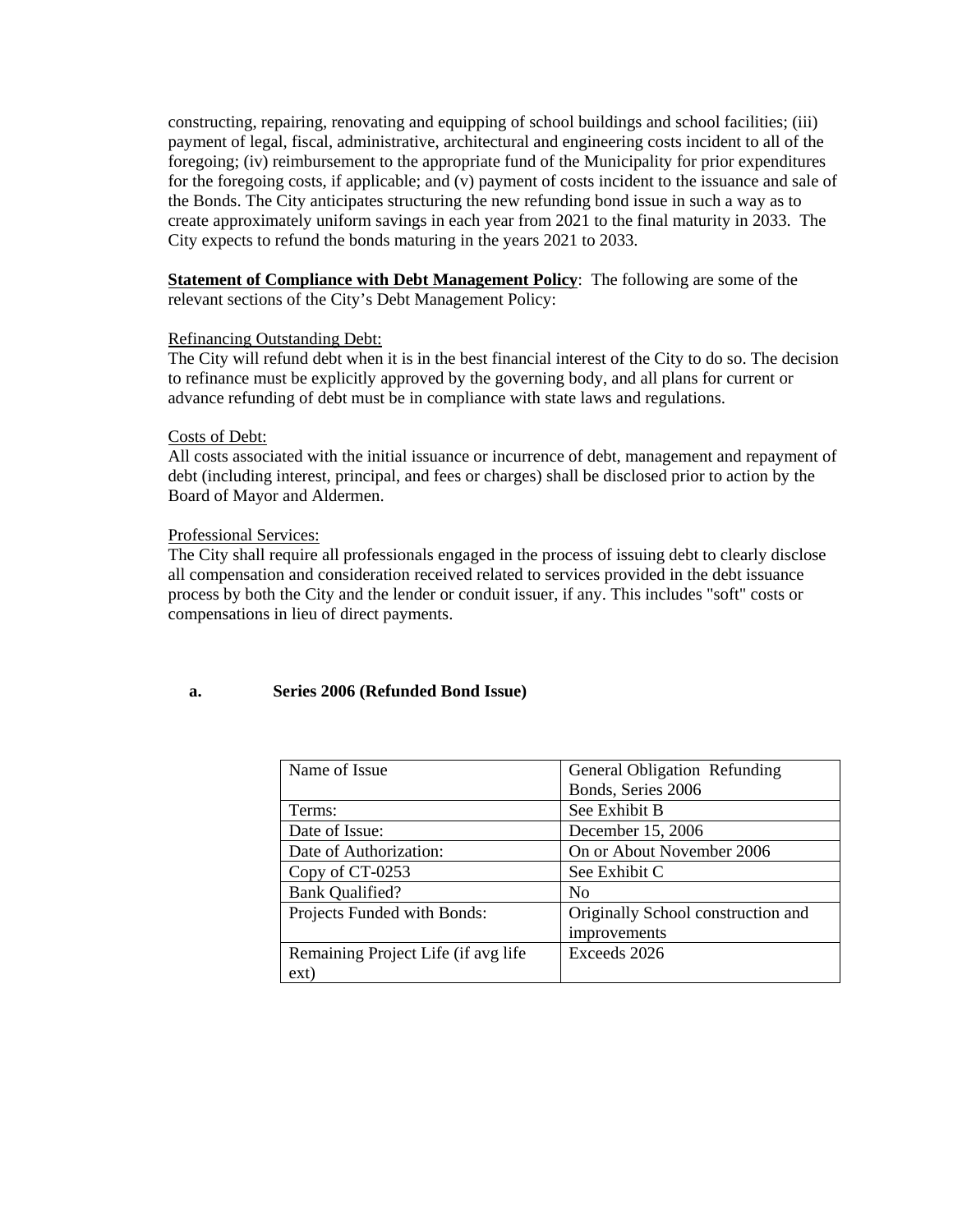constructing, repairing, renovating and equipping of school buildings and school facilities; (iii) payment of legal, fiscal, administrative, architectural and engineering costs incident to all of the foregoing; (iv) reimbursement to the appropriate fund of the Municipality for prior expenditures for the foregoing costs, if applicable; and (v) payment of costs incident to the issuance and sale of the Bonds. The City anticipates structuring the new refunding bond issue in such a way as to create approximately uniform savings in each year from 2021 to the final maturity in 2033. The City expects to refund the bonds maturing in the years 2021 to 2033.

**Statement of Compliance with Debt Management Policy**: The following are some of the relevant sections of the City's Debt Management Policy:

Refinancing Outstanding Debt:
The City will refund debt when it is in the best financial interest of the City to do so. The decision to refinance must be explicitly approved by the governing body, and all plans for current or advance refunding of debt must be in compliance with state laws and regulations.

Costs of Debt:
All costs associated with the initial issuance or incurrence of debt, management and repayment of debt (including interest, principal, and fees or charges) shall be disclosed prior to action by the Board of Mayor and Aldermen.

Professional Services:
The City shall require all professionals engaged in the process of issuing debt to clearly disclose all compensation and consideration received related to services provided in the debt issuance process by both the City and the lender or conduit issuer, if any. This includes "soft" costs or compensations in lieu of direct payments.

**a. Series 2006 (Refunded Bond Issue)**

| Name of Issue | General Obligation Refunding Bonds, Series 2006 |
|---|---|
| Terms: | See Exhibit B |
| Date of Issue: | December 15, 2006 |
| Date of Authorization: | On or About November 2006 |
| Copy of CT-0253 | See Exhibit C |
| Bank Qualified? | No |
| Projects Funded with Bonds: | Originally School construction and improvements |
| Remaining Project Life (if avg life ext) | Exceeds 2026 |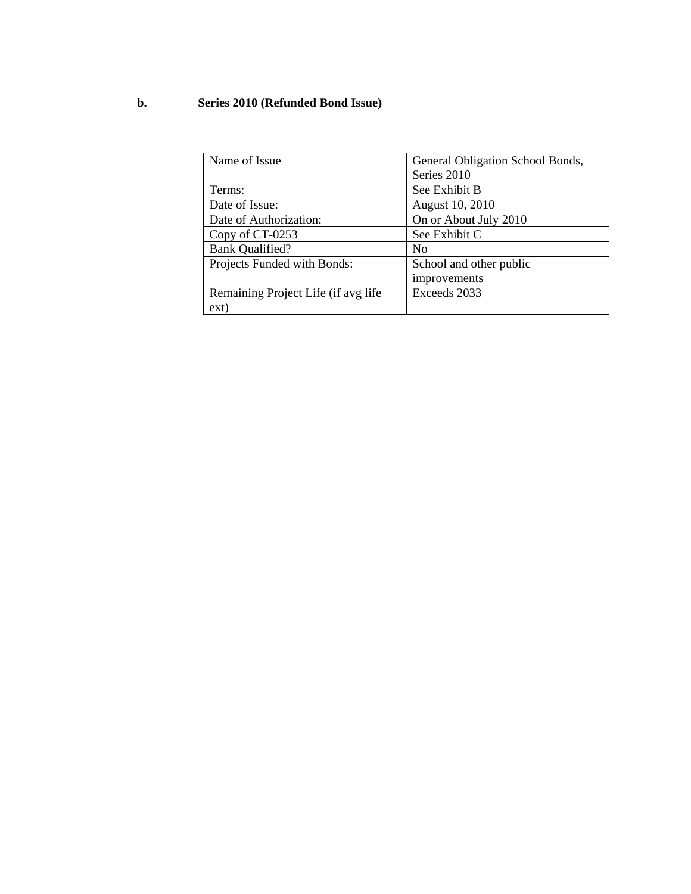**b. Series 2010 (Refunded Bond Issue)**

| Name of Issue | General Obligation School Bonds, Series 2010 |
|---|---|
| Terms: | See Exhibit B |
| Date of Issue: | August 10, 2010 |
| Date of Authorization: | On or About July 2010 |
| Copy of CT-0253 | See Exhibit C |
| Bank Qualified? | No |
| Projects Funded with Bonds: | School and other public improvements |
| Remaining Project Life (if avg life ext) | Exceeds 2033 |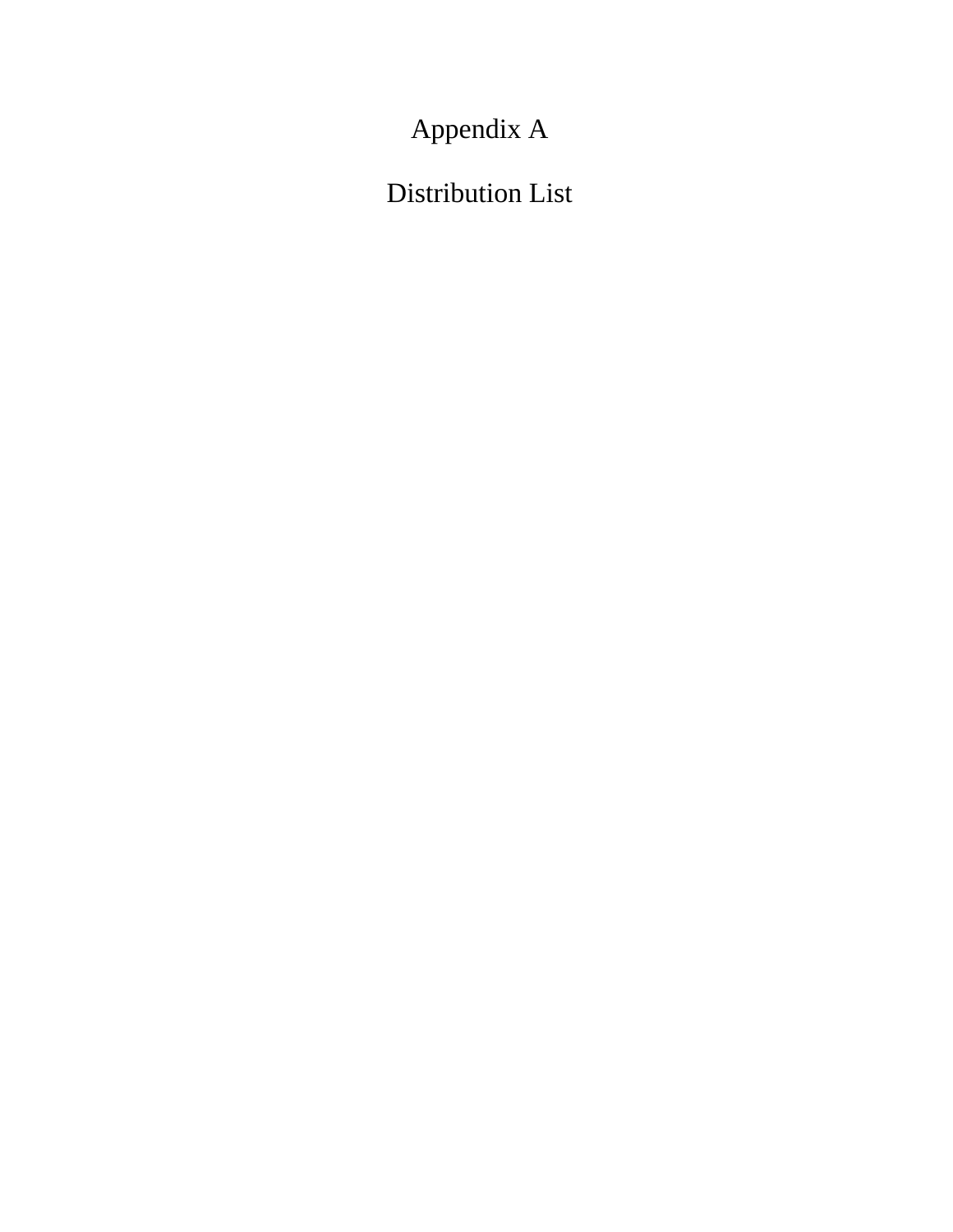# Appendix A

## Distribution List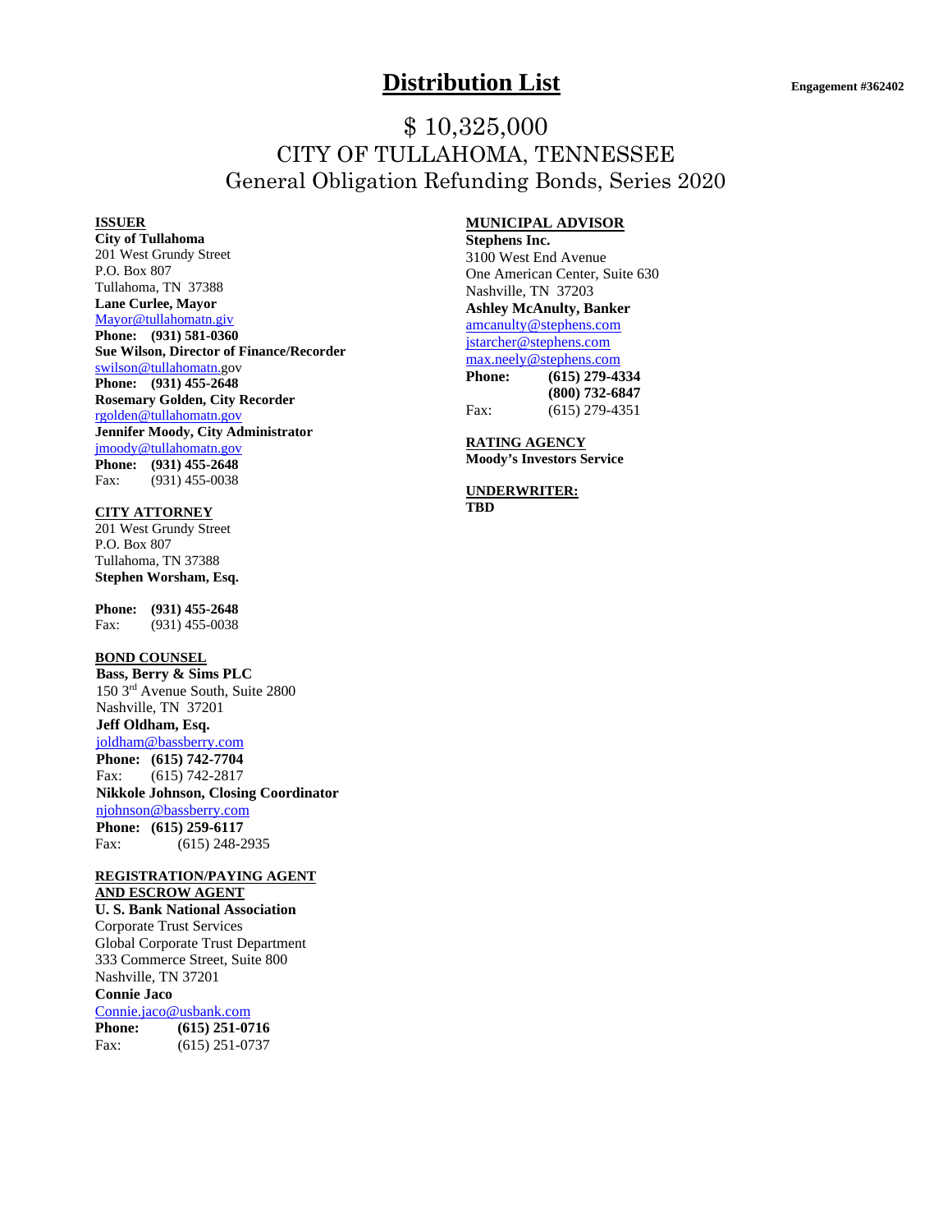# Distribution List

**Engagement #362402**

## $ 10,325,000
## CITY OF TULLAHOMA, TENNESSEE
## General Obligation Refunding Bonds, Series 2020

**ISSUER**
**City of Tullahoma**
201 West Grundy Street
P.O. Box 807
Tullahoma, TN 37388
**Lane Curlee, Mayor**
Mayor@tullahomatn.giv
**Phone: (931) 581-0360**
**Sue Wilson, Director of Finance/Recorder**
swilson@tullahomatn.gov
**Phone: (931) 455-2648**
**Rosemary Golden, City Recorder**
rgolden@tullahomatn.gov
**Jennifer Moody, City Administrator**
jmoody@tullahomatn.gov
**Phone: (931) 455-2648**
Fax: (931) 455-0038

**CITY ATTORNEY**
201 West Grundy Street
P.O. Box 807
Tullahoma, TN 37388
**Stephen Worsham, Esq.**

**Phone: (931) 455-2648**
Fax: (931) 455-0038

**BOND COUNSEL**
**Bass, Berry & Sims PLC**
150 3rd Avenue South, Suite 2800
Nashville, TN 37201
**Jeff Oldham, Esq.**
joldham@bassberry.com
**Phone: (615) 742-7704**
Fax: (615) 742-2817
**Nikkole Johnson, Closing Coordinator**
njohnson@bassberry.com
**Phone: (615) 259-6117**
Fax: (615) 248-2935

**REGISTRATION/PAYING AGENT AND ESCROW AGENT**
**U. S. Bank National Association**
Corporate Trust Services
Global Corporate Trust Department
333 Commerce Street, Suite 800
Nashville, TN 37201
**Connie Jaco**
Connie.jaco@usbank.com
**Phone: (615) 251-0716**
Fax: (615) 251-0737

**MUNICIPAL ADVISOR**
**Stephens Inc.**
3100 West End Avenue
One American Center, Suite 630
Nashville, TN 37203
**Ashley McAnulty, Banker**
amcanulty@stephens.com
jstarcher@stephens.com
max.neely@stephens.com
**Phone: (615) 279-4334**
**(800) 732-6847**
Fax: (615) 279-4351

**RATING AGENCY**
**Moody's Investors Service**

**UNDERWRITER:**
**TBD**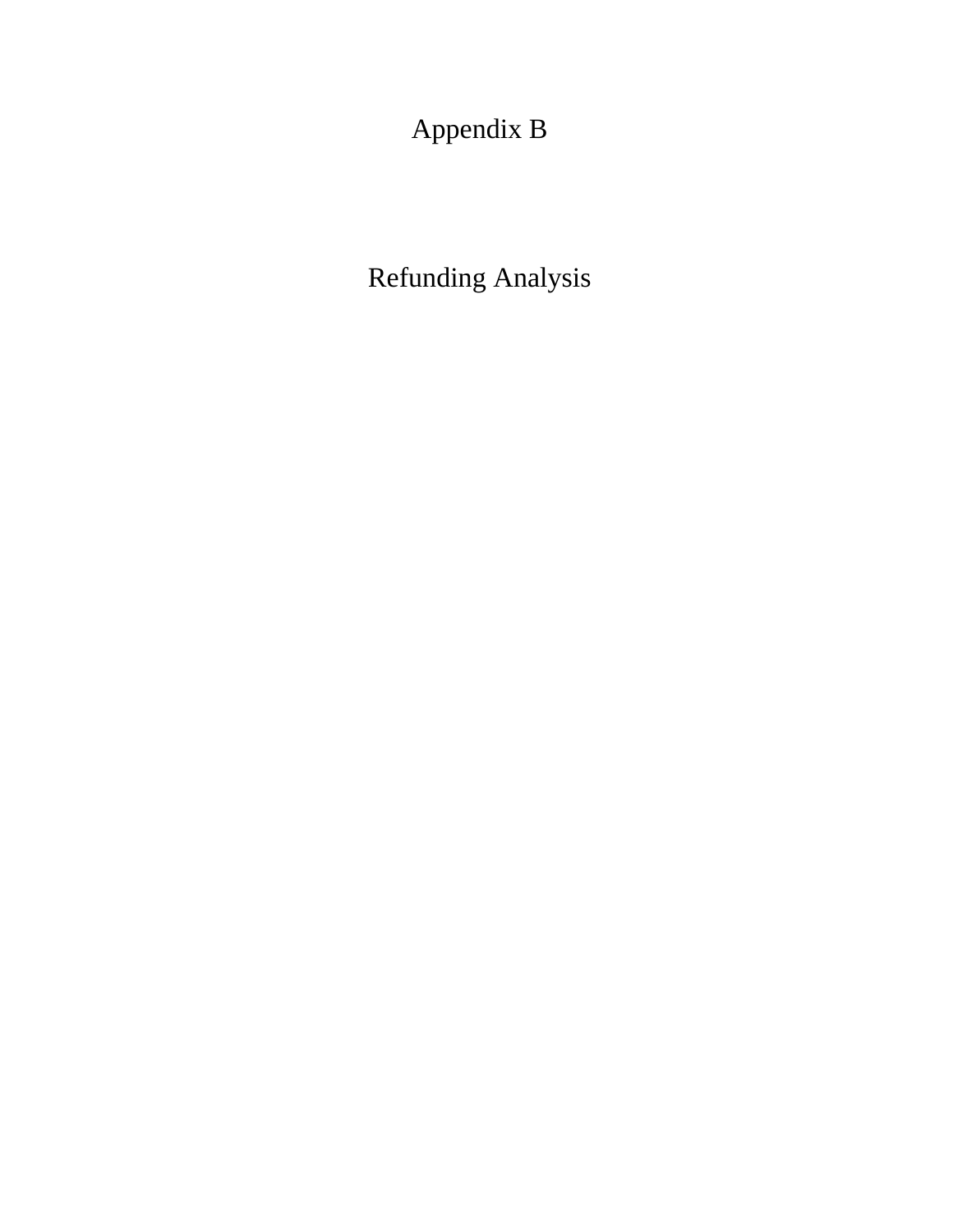# Appendix B

# Refunding Analysis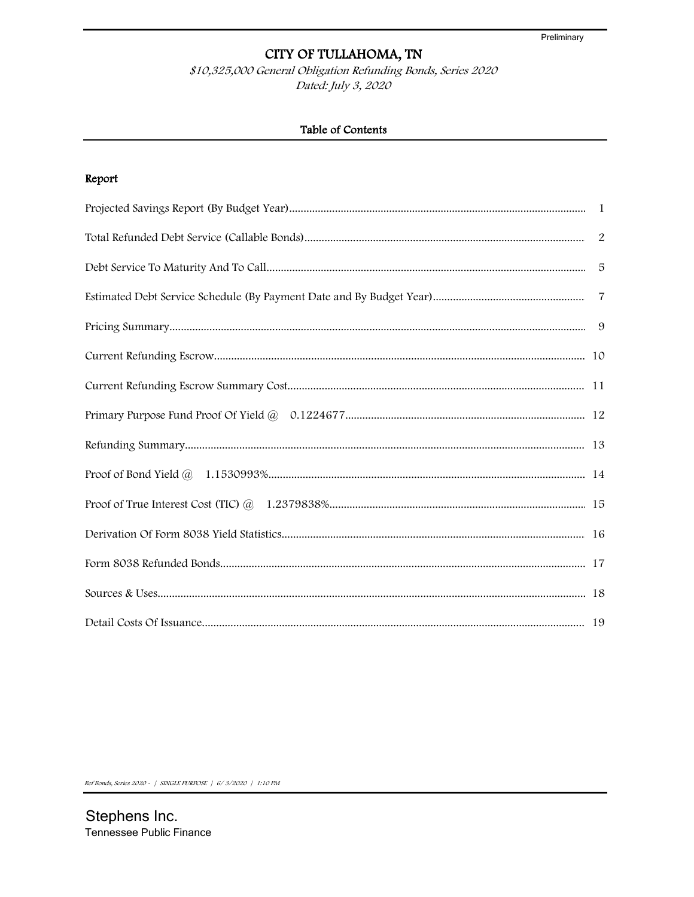Preliminary

# CITY OF TULLAHOMA, TN

*$10,325,000 General Obligation Refunding Bonds, Series 2020*
*Dated: July 3, 2020*

## Table of Contents

### Report

| Report | Page |
|---|---|
| Projected Savings Report (By Budget Year) | 1 |
| Total Refunded Debt Service (Callable Bonds) | 2 |
| Debt Service To Maturity And To Call | 5 |
| Estimated Debt Service Schedule (By Payment Date and By Budget Year) | 7 |
| Pricing Summary | 9 |
| Current Refunding Escrow | 10 |
| Current Refunding Escrow Summary Cost | 11 |
| Primary Purpose Fund Proof Of Yield @ 0.1224677 | 12 |
| Refunding Summary | 13 |
| Proof of Bond Yield @ 1.1530993% | 14 |
| Proof of True Interest Cost (TIC) @ 1.2379838% | 15 |
| Derivation Of Form 8038 Yield Statistics | 16 |
| Form 8038 Refunded Bonds | 17 |
| Sources & Uses | 18 |
| Detail Costs Of Issuance | 19 |

*Ref Bonds, Series 2020 - | SINGLE PURPOSE | 6/ 3/2020 | 1:10 PM*

Stephens Inc.
Tennessee Public Finance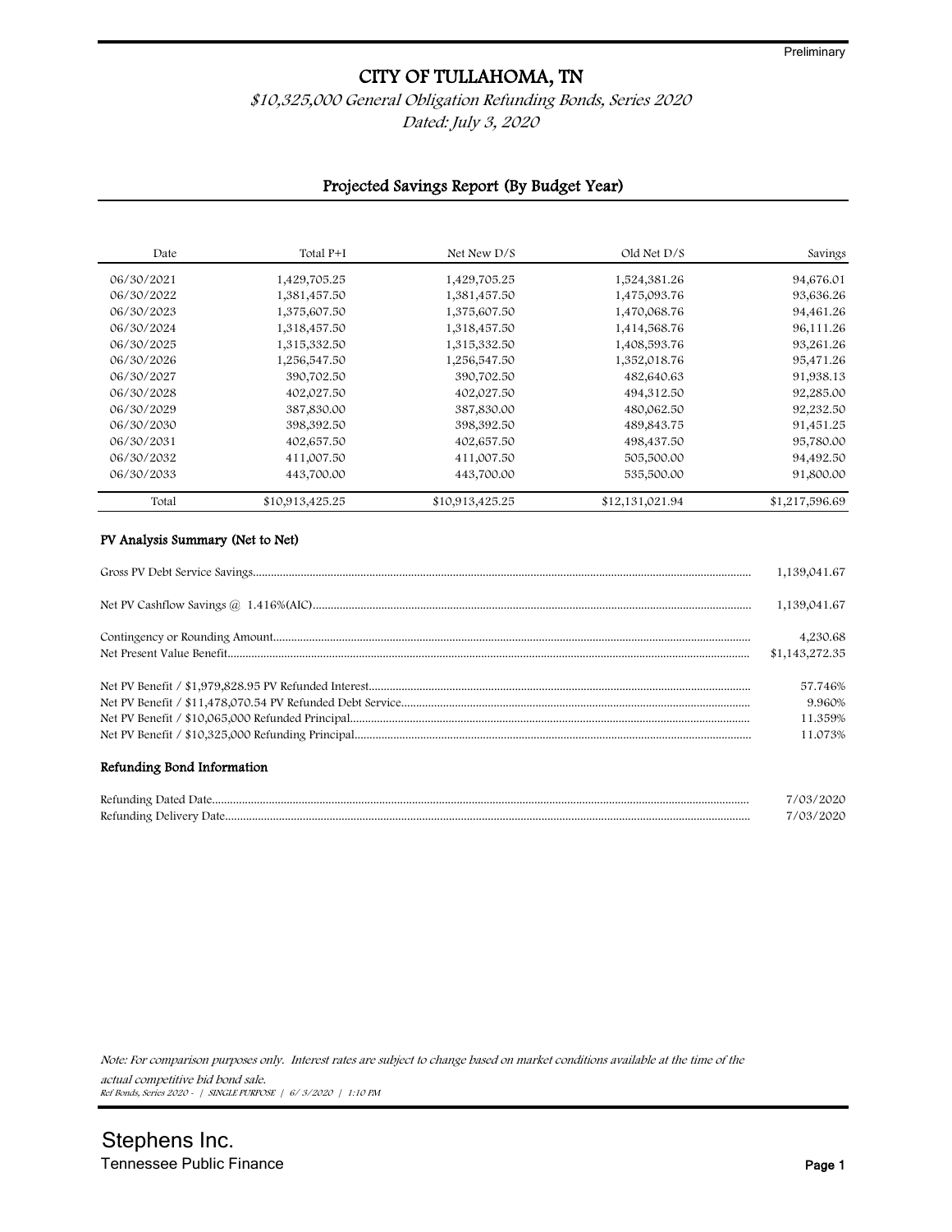Preliminary

# CITY OF TULLAHOMA, TN

*$10,325,000 General Obligation Refunding Bonds, Series 2020*

*Dated: July 3, 2020*

## Projected Savings Report (By Budget Year)

| Date | Total P+I | Net New D/S | Old Net D/S | Savings |
|---|---|---|---|---|
| 06/30/2021 | 1,429,705.25 | 1,429,705.25 | 1,524,381.26 | 94,676.01 |
| 06/30/2022 | 1,381,457.50 | 1,381,457.50 | 1,475,093.76 | 93,636.26 |
| 06/30/2023 | 1,375,607.50 | 1,375,607.50 | 1,470,068.76 | 94,461.26 |
| 06/30/2024 | 1,318,457.50 | 1,318,457.50 | 1,414,568.76 | 96,111.26 |
| 06/30/2025 | 1,315,332.50 | 1,315,332.50 | 1,408,593.76 | 93,261.26 |
| 06/30/2026 | 1,256,547.50 | 1,256,547.50 | 1,352,018.76 | 95,471.26 |
| 06/30/2027 | 390,702.50 | 390,702.50 | 482,640.63 | 91,938.13 |
| 06/30/2028 | 402,027.50 | 402,027.50 | 494,312.50 | 92,285.00 |
| 06/30/2029 | 387,830.00 | 387,830.00 | 480,062.50 | 92,232.50 |
| 06/30/2030 | 398,392.50 | 398,392.50 | 489,843.75 | 91,451.25 |
| 06/30/2031 | 402,657.50 | 402,657.50 | 498,437.50 | 95,780.00 |
| 06/30/2032 | 411,007.50 | 411,007.50 | 505,500.00 | 94,492.50 |
| 06/30/2033 | 443,700.00 | 443,700.00 | 535,500.00 | 91,800.00 |
| Total | $10,913,425.25 | $10,913,425.25 | $12,131,021.94 | $1,217,596.69 |

### PV Analysis Summary (Net to Net)

| | |
|---|---|
| Gross PV Debt Service Savings | 1,139,041.67 |
| Net PV Cashflow Savings @ 1.416%(AIC) | 1,139,041.67 |
| Contingency or Rounding Amount | 4,230.68 |
| Net Present Value Benefit | $1,143,272.35 |
| Net PV Benefit / $1,979,828.95 PV Refunded Interest | 57.746% |
| Net PV Benefit / $11,478,070.54 PV Refunded Debt Service | 9.960% |
| Net PV Benefit / $10,065,000 Refunded Principal | 11.359% |
| Net PV Benefit / $10,325,000 Refunding Principal | 11.073% |

### Refunding Bond Information

| | |
|---|---|
| Refunding Dated Date | 7/03/2020 |
| Refunding Delivery Date | 7/03/2020 |

*Note: For comparison purposes only. Interest rates are subject to change based on market conditions available at the time of the actual competitive bid bond sale.*

*Ref Bonds, Series 2020 - | SINGLE PURPOSE | 6/ 3/2020 | 1:10 PM*

Stephens Inc.

Tennessee Public Finance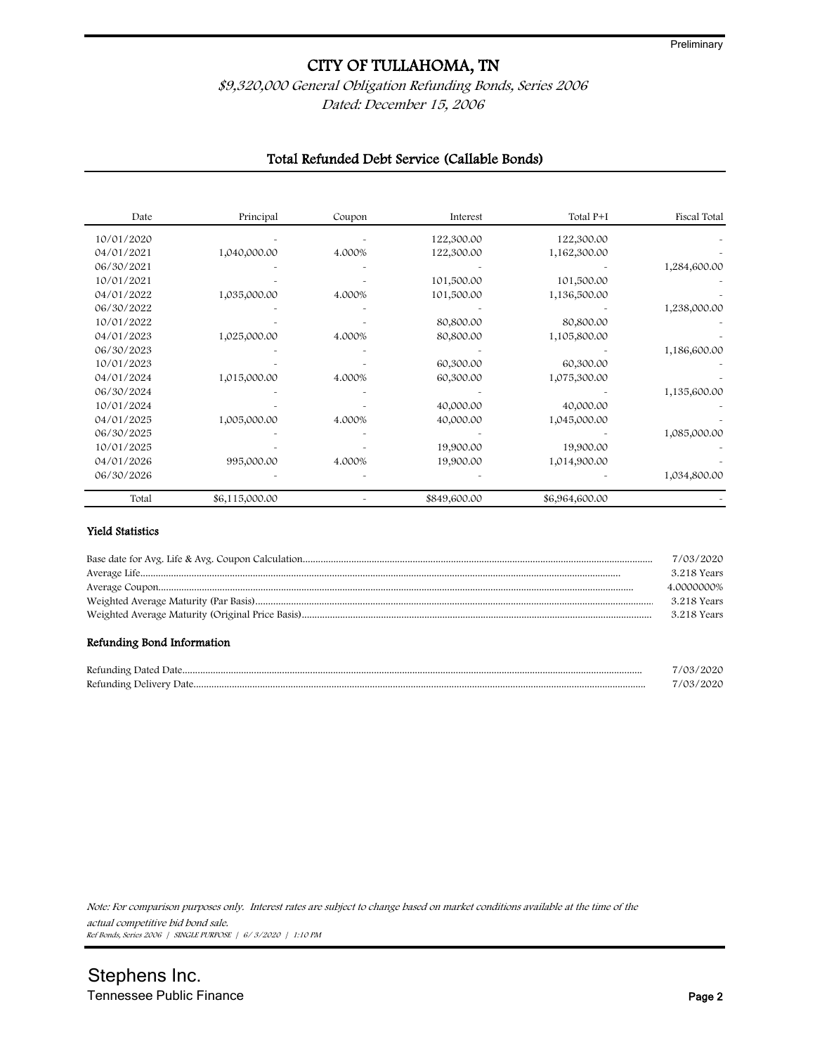Preliminary

# CITY OF TULLAHOMA, TN

*$9,320,000 General Obligation Refunding Bonds, Series 2006*
*Dated: December 15, 2006*

## Total Refunded Debt Service (Callable Bonds)

| Date | Principal | Coupon | Interest | Total P+I | Fiscal Total |
|---|---|---|---|---|---|
| 10/01/2020 | - | - | 122,300.00 | 122,300.00 | - |
| 04/01/2021 | 1,040,000.00 | 4.000% | 122,300.00 | 1,162,300.00 | - |
| 06/30/2021 | - | - | - | - | 1,284,600.00 |
| 10/01/2021 | - | - | 101,500.00 | 101,500.00 | - |
| 04/01/2022 | 1,035,000.00 | 4.000% | 101,500.00 | 1,136,500.00 | - |
| 06/30/2022 | - | - | - | - | 1,238,000.00 |
| 10/01/2022 | - | - | 80,800.00 | 80,800.00 | - |
| 04/01/2023 | 1,025,000.00 | 4.000% | 80,800.00 | 1,105,800.00 | - |
| 06/30/2023 | - | - | - | - | 1,186,600.00 |
| 10/01/2023 | - | - | 60,300.00 | 60,300.00 | - |
| 04/01/2024 | 1,015,000.00 | 4.000% | 60,300.00 | 1,075,300.00 | - |
| 06/30/2024 | - | - | - | - | 1,135,600.00 |
| 10/01/2024 | - | - | 40,000.00 | 40,000.00 | - |
| 04/01/2025 | 1,005,000.00 | 4.000% | 40,000.00 | 1,045,000.00 | - |
| 06/30/2025 | - | - | - | - | 1,085,000.00 |
| 10/01/2025 | - | - | 19,900.00 | 19,900.00 | - |
| 04/01/2026 | 995,000.00 | 4.000% | 19,900.00 | 1,014,900.00 | - |
| 06/30/2026 | - | - | - | - | 1,034,800.00 |
| Total | $6,115,000.00 | - | $849,600.00 | $6,964,600.00 | - |

### Yield Statistics

| | |
|---|---|
| Base date for Avg. Life & Avg. Coupon Calculation | 7/03/2020 |
| Average Life | 3.218 Years |
| Average Coupon | 4.0000000% |
| Weighted Average Maturity (Par Basis) | 3.218 Years |
| Weighted Average Maturity (Original Price Basis) | 3.218 Years |

### Refunding Bond Information

| | |
|---|---|
| Refunding Dated Date | 7/03/2020 |
| Refunding Delivery Date | 7/03/2020 |

*Note: For comparison purposes only. Interest rates are subject to change based on market conditions available at the time of the actual competitive bid bond sale.*

*Ref Bonds, Series 2006 | SINGLE PURPOSE | 6/ 3/2020 | 1:10 PM*

Stephens Inc.
Tennessee Public Finance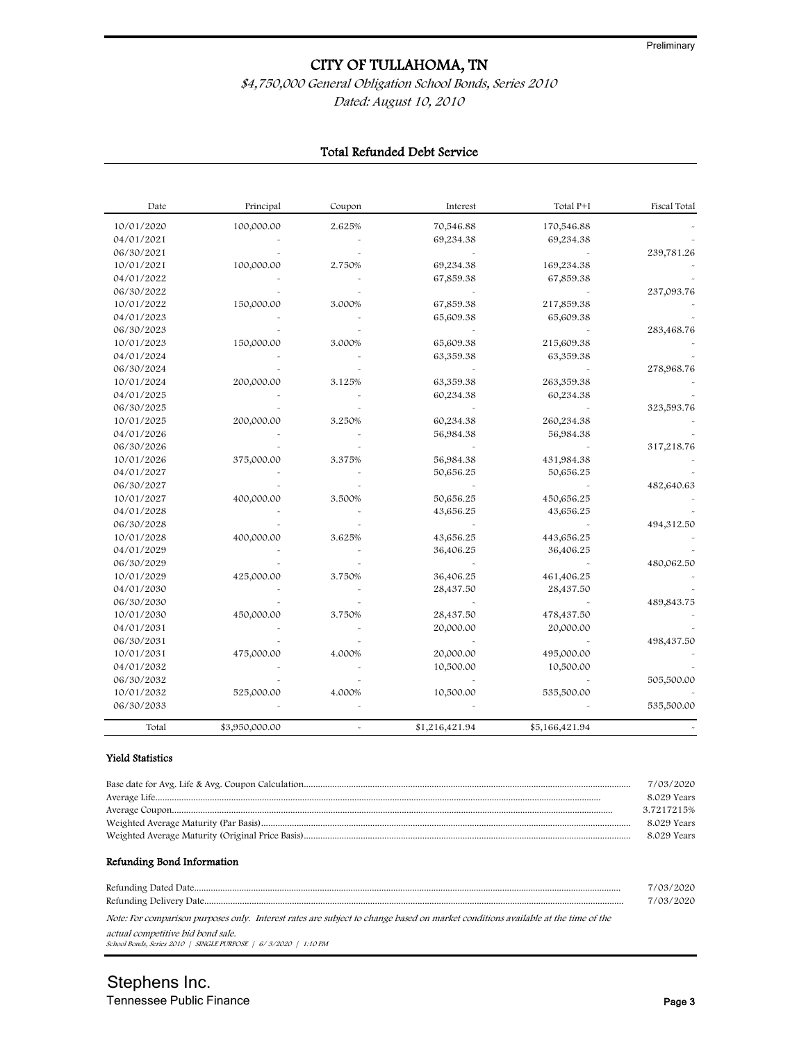Preliminary

# CITY OF TULLAHOMA, TN

*$4,750,000 General Obligation School Bonds, Series 2010*

*Dated: August 10, 2010*

## Total Refunded Debt Service

| Date | Principal | Coupon | Interest | Total P+I | Fiscal Total |
|---|---|---|---|---|---|
| 10/01/2020 | 100,000.00 | 2.625% | 70,546.88 | 170,546.88 | - |
| 04/01/2021 | - | - | 69,234.38 | 69,234.38 | - |
| 06/30/2021 | - | - | - | - | 239,781.26 |
| 10/01/2021 | 100,000.00 | 2.750% | 69,234.38 | 169,234.38 | - |
| 04/01/2022 | - | - | 67,859.38 | 67,859.38 | - |
| 06/30/2022 | - | - | - | - | 237,093.76 |
| 10/01/2022 | 150,000.00 | 3.000% | 67,859.38 | 217,859.38 | - |
| 04/01/2023 | - | - | 65,609.38 | 65,609.38 | - |
| 06/30/2023 | - | - | - | - | 283,468.76 |
| 10/01/2023 | 150,000.00 | 3.000% | 65,609.38 | 215,609.38 | - |
| 04/01/2024 | - | - | 63,359.38 | 63,359.38 | - |
| 06/30/2024 | - | - | - | - | 278,968.76 |
| 10/01/2024 | 200,000.00 | 3.125% | 63,359.38 | 263,359.38 | - |
| 04/01/2025 | - | - | 60,234.38 | 60,234.38 | - |
| 06/30/2025 | - | - | - | - | 323,593.76 |
| 10/01/2025 | 200,000.00 | 3.250% | 60,234.38 | 260,234.38 | - |
| 04/01/2026 | - | - | 56,984.38 | 56,984.38 | - |
| 06/30/2026 | - | - | - | - | 317,218.76 |
| 10/01/2026 | 375,000.00 | 3.375% | 56,984.38 | 431,984.38 | - |
| 04/01/2027 | - | - | 50,656.25 | 50,656.25 | - |
| 06/30/2027 | - | - | - | - | 482,640.63 |
| 10/01/2027 | 400,000.00 | 3.500% | 50,656.25 | 450,656.25 | - |
| 04/01/2028 | - | - | 43,656.25 | 43,656.25 | - |
| 06/30/2028 | - | - | - | - | 494,312.50 |
| 10/01/2028 | 400,000.00 | 3.625% | 43,656.25 | 443,656.25 | - |
| 04/01/2029 | - | - | 36,406.25 | 36,406.25 | - |
| 06/30/2029 | - | - | - | - | 480,062.50 |
| 10/01/2029 | 425,000.00 | 3.750% | 36,406.25 | 461,406.25 | - |
| 04/01/2030 | - | - | 28,437.50 | 28,437.50 | - |
| 06/30/2030 | - | - | - | - | 489,843.75 |
| 10/01/2030 | 450,000.00 | 3.750% | 28,437.50 | 478,437.50 | - |
| 04/01/2031 | - | - | 20,000.00 | 20,000.00 | - |
| 06/30/2031 | - | - | - | - | 498,437.50 |
| 10/01/2031 | 475,000.00 | 4.000% | 20,000.00 | 495,000.00 | - |
| 04/01/2032 | - | - | 10,500.00 | 10,500.00 | - |
| 06/30/2032 | - | - | - | - | 505,500.00 |
| 10/01/2032 | 525,000.00 | 4.000% | 10,500.00 | 535,500.00 | - |
| 06/30/2033 | - | - | - | - | 535,500.00 |
| Total | $3,950,000.00 | - | $1,216,421.94 | $5,166,421.94 | - |

### Yield Statistics

| | |
|---|---|
| Base date for Avg. Life & Avg. Coupon Calculation | 7/03/2020 |
| Average Life | 8.029 Years |
| Average Coupon | 3.7217215% |
| Weighted Average Maturity (Par Basis) | 8.029 Years |
| Weighted Average Maturity (Original Price Basis) | 8.029 Years |

### Refunding Bond Information

| | |
|---|---|
| Refunding Dated Date | 7/03/2020 |
| Refunding Delivery Date | 7/03/2020 |

*Note: For comparison purposes only. Interest rates are subject to change based on market conditions available at the time of the actual competitive bid bond sale.*

*School Bonds, Series 2010 | SINGLE PURPOSE | 6/ 3/2020 | 1:10 PM*

Stephens Inc.
Tennessee Public Finance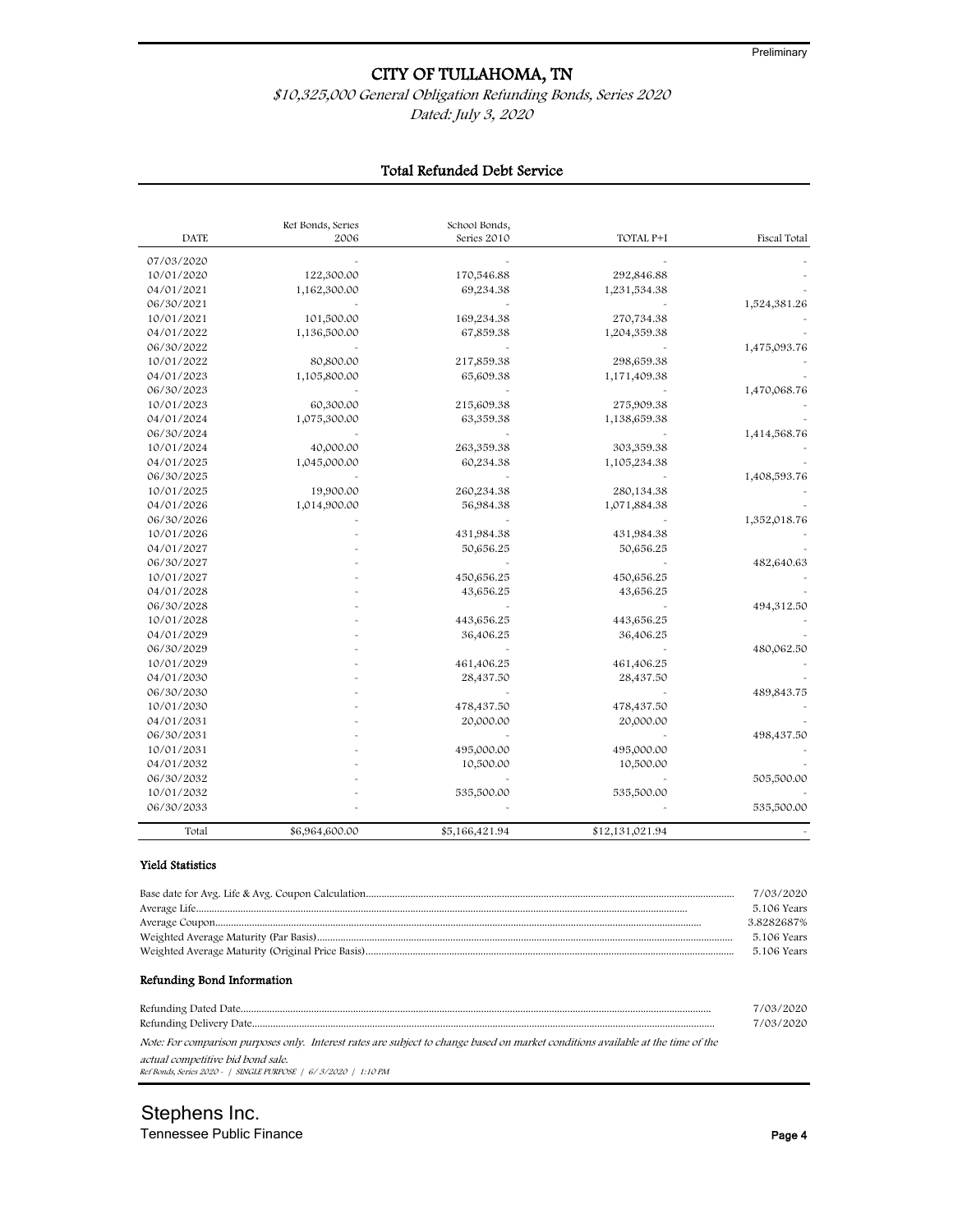Preliminary

# CITY OF TULLAHOMA, TN

*$10,325,000 General Obligation Refunding Bonds, Series 2020*

*Dated: July 3, 2020*

## Total Refunded Debt Service

| DATE | Ref Bonds, Series 2006 | School Bonds, Series 2010 | TOTAL P+I | Fiscal Total |
|---|---|---|---|---|
| 07/03/2020 | - | - | - | - |
| 10/01/2020 | 122,300.00 | 170,546.88 | 292,846.88 | - |
| 04/01/2021 | 1,162,300.00 | 69,234.38 | 1,231,534.38 | - |
| 06/30/2021 | - | - | - | 1,524,381.26 |
| 10/01/2021 | 101,500.00 | 169,234.38 | 270,734.38 | - |
| 04/01/2022 | 1,136,500.00 | 67,859.38 | 1,204,359.38 | - |
| 06/30/2022 | - | - | - | 1,475,093.76 |
| 10/01/2022 | 80,800.00 | 217,859.38 | 298,659.38 | - |
| 04/01/2023 | 1,105,800.00 | 65,609.38 | 1,171,409.38 | - |
| 06/30/2023 | - | - | - | 1,470,068.76 |
| 10/01/2023 | 60,300.00 | 215,609.38 | 275,909.38 | - |
| 04/01/2024 | 1,075,300.00 | 63,359.38 | 1,138,659.38 | - |
| 06/30/2024 | - | - | - | 1,414,568.76 |
| 10/01/2024 | 40,000.00 | 263,359.38 | 303,359.38 | - |
| 04/01/2025 | 1,045,000.00 | 60,234.38 | 1,105,234.38 | - |
| 06/30/2025 | - | - | - | 1,408,593.76 |
| 10/01/2025 | 19,900.00 | 260,234.38 | 280,134.38 | - |
| 04/01/2026 | 1,014,900.00 | 56,984.38 | 1,071,884.38 | - |
| 06/30/2026 | - | - | - | 1,352,018.76 |
| 10/01/2026 | - | 431,984.38 | 431,984.38 | - |
| 04/01/2027 | - | 50,656.25 | 50,656.25 | - |
| 06/30/2027 | - | - | - | 482,640.63 |
| 10/01/2027 | - | 450,656.25 | 450,656.25 | - |
| 04/01/2028 | - | 43,656.25 | 43,656.25 | - |
| 06/30/2028 | - | - | - | 494,312.50 |
| 10/01/2028 | - | 443,656.25 | 443,656.25 | - |
| 04/01/2029 | - | 36,406.25 | 36,406.25 | - |
| 06/30/2029 | - | - | - | 480,062.50 |
| 10/01/2029 | - | 461,406.25 | 461,406.25 | - |
| 04/01/2030 | - | 28,437.50 | 28,437.50 | - |
| 06/30/2030 | - | - | - | 489,843.75 |
| 10/01/2030 | - | 478,437.50 | 478,437.50 | - |
| 04/01/2031 | - | 20,000.00 | 20,000.00 | - |
| 06/30/2031 | - | - | - | 498,437.50 |
| 10/01/2031 | - | 495,000.00 | 495,000.00 | - |
| 04/01/2032 | - | 10,500.00 | 10,500.00 | - |
| 06/30/2032 | - | - | - | 505,500.00 |
| 10/01/2032 | - | 535,500.00 | 535,500.00 | - |
| 06/30/2033 | - | - | - | 535,500.00 |
| Total | $6,964,600.00 | $5,166,421.94 | $12,131,021.94 | - |

### Yield Statistics

| | |
|---|---|
| Base date for Avg. Life & Avg. Coupon Calculation | 7/03/2020 |
| Average Life | 5.106 Years |
| Average Coupon | 3.8282687% |
| Weighted Average Maturity (Par Basis) | 5.106 Years |
| Weighted Average Maturity (Original Price Basis) | 5.106 Years |

### Refunding Bond Information

| | |
|---|---|
| Refunding Dated Date | 7/03/2020 |
| Refunding Delivery Date | 7/03/2020 |

*Note: For comparison purposes only. Interest rates are subject to change based on market conditions available at the time of the actual competitive bid sale.*

*Ref Bonds, Series 2020 - | SINGLE PURPOSE | 6/ 3/2020 | 1:10 PM*

Stephens Inc.
Tennessee Public Finance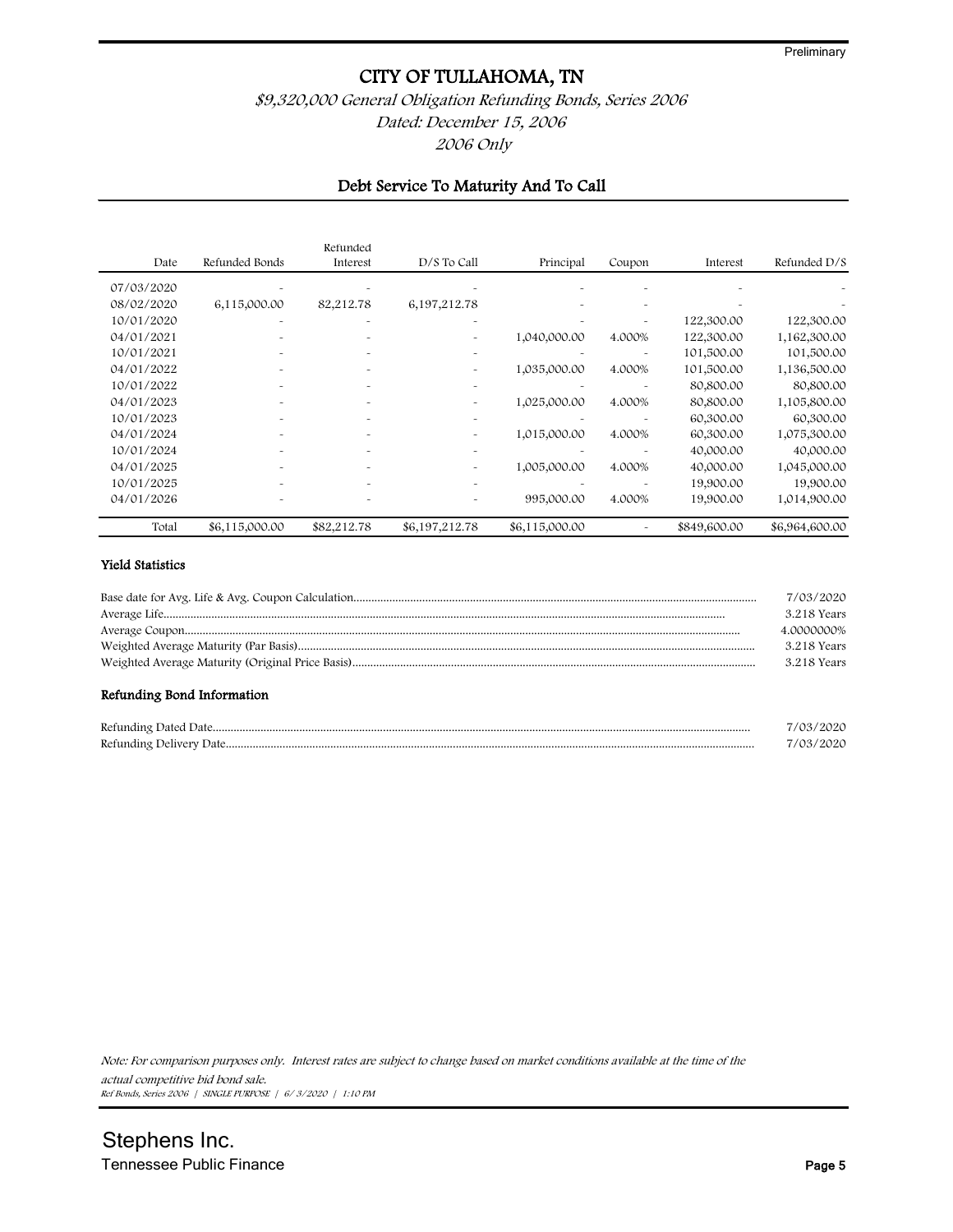Preliminary

# CITY OF TULLAHOMA, TN

*$9,320,000 General Obligation Refunding Bonds, Series 2006*
*Dated: December 15, 2006*
*2006 Only*

## Debt Service To Maturity And To Call

| Date | Refunded Bonds | Refunded Interest | D/S To Call | Principal | Coupon | Interest | Refunded D/S |
|---|---|---|---|---|---|---|---|
| 07/03/2020 | - | - | - | - | - | - | - |
| 08/02/2020 | 6,115,000.00 | 82,212.78 | 6,197,212.78 | - | - | - | - |
| 10/01/2020 | - | - | - | - | - | 122,300.00 | 122,300.00 |
| 04/01/2021 | - | - | - | 1,040,000.00 | 4.000% | 122,300.00 | 1,162,300.00 |
| 10/01/2021 | - | - | - | - | - | 101,500.00 | 101,500.00 |
| 04/01/2022 | - | - | - | 1,035,000.00 | 4.000% | 101,500.00 | 1,136,500.00 |
| 10/01/2022 | - | - | - | - | - | 80,800.00 | 80,800.00 |
| 04/01/2023 | - | - | - | 1,025,000.00 | 4.000% | 80,800.00 | 1,105,800.00 |
| 10/01/2023 | - | - | - | - | - | 60,300.00 | 60,300.00 |
| 04/01/2024 | - | - | - | 1,015,000.00 | 4.000% | 60,300.00 | 1,075,300.00 |
| 10/01/2024 | - | - | - | - | - | 40,000.00 | 40,000.00 |
| 04/01/2025 | - | - | - | 1,005,000.00 | 4.000% | 40,000.00 | 1,045,000.00 |
| 10/01/2025 | - | - | - | - | - | 19,900.00 | 19,900.00 |
| 04/01/2026 | - | - | - | 995,000.00 | 4.000% | 19,900.00 | 1,014,900.00 |
| Total | $6,115,000.00 | $82,212.78 | $6,197,212.78 | $6,115,000.00 | - | $849,600.00 | $6,964,600.00 |

### Yield Statistics

| | |
|---|---|
| Base date for Avg. Life & Avg. Coupon Calculation | 7/03/2020 |
| Average Life | 3.218 Years |
| Average Coupon | 4.0000000% |
| Weighted Average Maturity (Par Basis) | 3.218 Years |
| Weighted Average Maturity (Original Price Basis) | 3.218 Years |

### Refunding Bond Information

| | |
|---|---|
| Refunding Dated Date | 7/03/2020 |
| Refunding Delivery Date | 7/03/2020 |

*Note: For comparison purposes only. Interest rates are subject to change based on market conditions available at the time of the actual competitive bid bond sale.*
*Ref Bonds, Series 2006 | SINGLE PURPOSE | 6/ 3/2020 | 1:10 PM*

Stephens Inc.
Tennessee Public Finance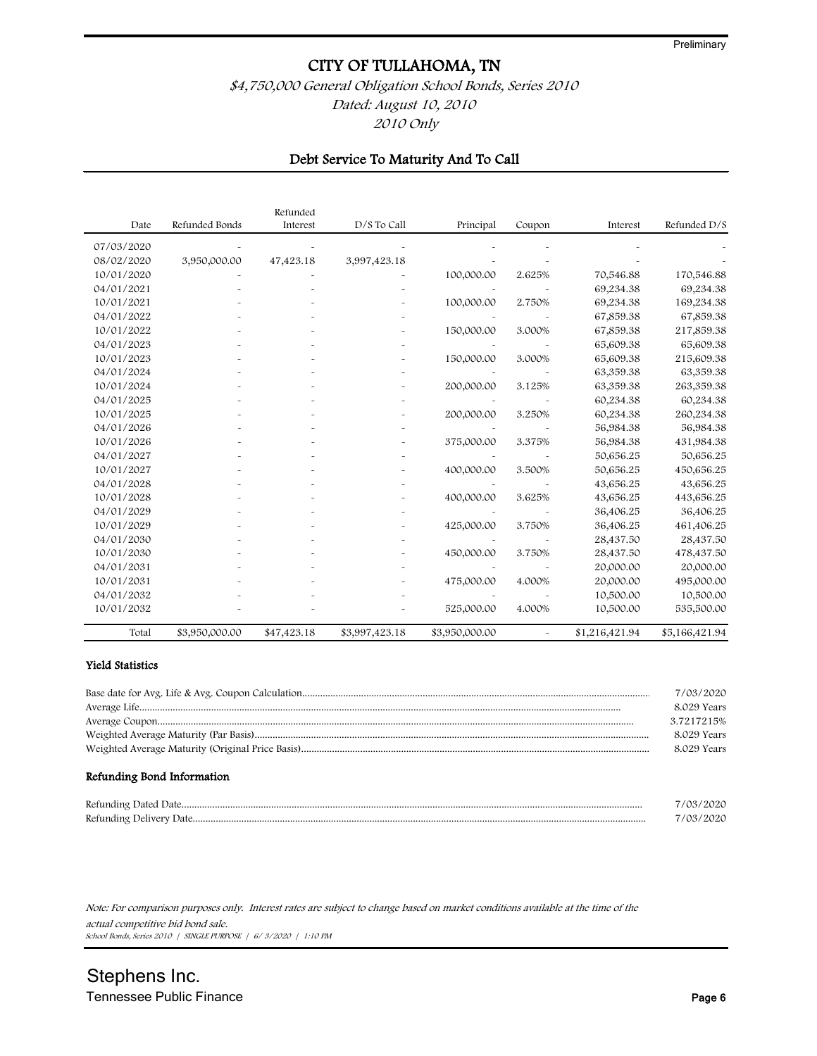Preliminary

# CITY OF TULLAHOMA, TN

*$4,750,000 General Obligation School Bonds, Series 2010*
*Dated: August 10, 2010*
*2010 Only*

## Debt Service To Maturity And To Call

| Date | Refunded Bonds | Refunded Interest | D/S To Call | Principal | Coupon | Interest | Refunded D/S |
|---|---|---|---|---|---|---|---|
| 07/03/2020 | - | - | - | - | - | - | - |
| 08/02/2020 | 3,950,000.00 | 47,423.18 | 3,997,423.18 | - | - | - | - |
| 10/01/2020 | - | - | - | 100,000.00 | 2.625% | 70,546.88 | 170,546.88 |
| 04/01/2021 | - | - | - | - | - | 69,234.38 | 69,234.38 |
| 10/01/2021 | - | - | - | 100,000.00 | 2.750% | 69,234.38 | 169,234.38 |
| 04/01/2022 | - | - | - | - | - | 67,859.38 | 67,859.38 |
| 10/01/2022 | - | - | - | 150,000.00 | 3.000% | 67,859.38 | 217,859.38 |
| 04/01/2023 | - | - | - | - | - | 65,609.38 | 65,609.38 |
| 10/01/2023 | - | - | - | 150,000.00 | 3.000% | 65,609.38 | 215,609.38 |
| 04/01/2024 | - | - | - | - | - | 63,359.38 | 63,359.38 |
| 10/01/2024 | - | - | - | 200,000.00 | 3.125% | 63,359.38 | 263,359.38 |
| 04/01/2025 | - | - | - | - | - | 60,234.38 | 60,234.38 |
| 10/01/2025 | - | - | - | 200,000.00 | 3.250% | 60,234.38 | 260,234.38 |
| 04/01/2026 | - | - | - | - | - | 56,984.38 | 56,984.38 |
| 10/01/2026 | - | - | - | 375,000.00 | 3.375% | 56,984.38 | 431,984.38 |
| 04/01/2027 | - | - | - | - | - | 50,656.25 | 50,656.25 |
| 10/01/2027 | - | - | - | 400,000.00 | 3.500% | 50,656.25 | 450,656.25 |
| 04/01/2028 | - | - | - | - | - | 43,656.25 | 43,656.25 |
| 10/01/2028 | - | - | - | 400,000.00 | 3.625% | 43,656.25 | 443,656.25 |
| 04/01/2029 | - | - | - | - | - | 36,406.25 | 36,406.25 |
| 10/01/2029 | - | - | - | 425,000.00 | 3.750% | 36,406.25 | 461,406.25 |
| 04/01/2030 | - | - | - | - | - | 28,437.50 | 28,437.50 |
| 10/01/2030 | - | - | - | 450,000.00 | 3.750% | 28,437.50 | 478,437.50 |
| 04/01/2031 | - | - | - | - | - | 20,000.00 | 20,000.00 |
| 10/01/2031 | - | - | - | 475,000.00 | 4.000% | 20,000.00 | 495,000.00 |
| 04/01/2032 | - | - | - | - | - | 10,500.00 | 10,500.00 |
| 10/01/2032 | - | - | - | 525,000.00 | 4.000% | 10,500.00 | 535,500.00 |
| Total | $3,950,000.00 | $47,423.18 | $3,997,423.18 | $3,950,000.00 | - | $1,216,421.94 | $5,166,421.94 |

### Yield Statistics

| | |
|---|---|
| Base date for Avg. Life & Avg. Coupon Calculation | 7/03/2020 |
| Average Life | 8.029 Years |
| Average Coupon | 3.7217215% |
| Weighted Average Maturity (Par Basis) | 8.029 Years |
| Weighted Average Maturity (Original Price Basis) | 8.029 Years |

### Refunding Bond Information

| | |
|---|---|
| Refunding Dated Date | 7/03/2020 |
| Refunding Delivery Date | 7/03/2020 |

*Note: For comparison purposes only. Interest rates are subject to change based on market conditions available at the time of the actual competitive bid bond sale.*

*School Bonds, Series 2010 | SINGLE PURPOSE | 6/ 3/2020 | 1:10 PM*

Stephens Inc.
Tennessee Public Finance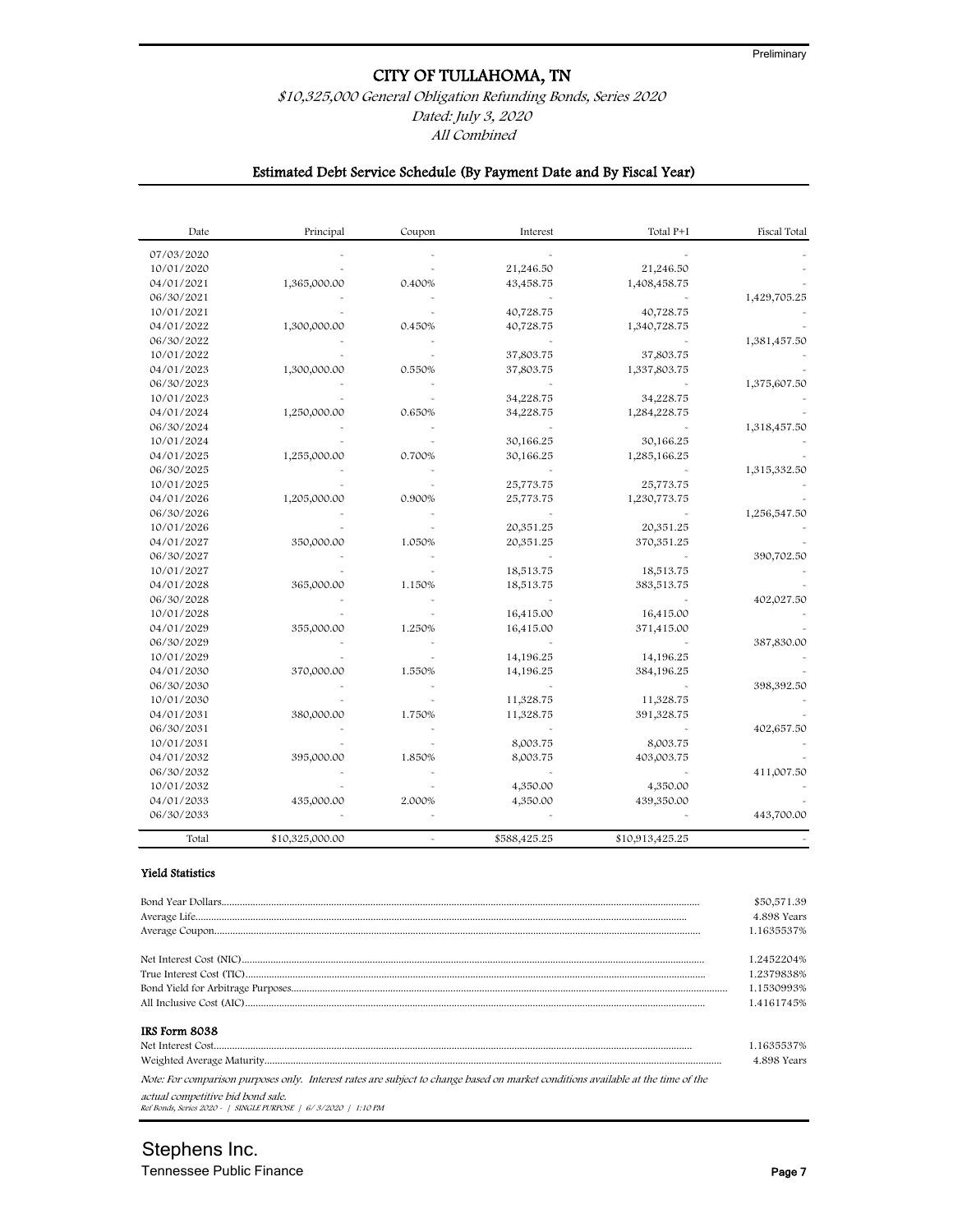Preliminary

# CITY OF TULLAHOMA, TN

*$10,325,000 General Obligation Refunding Bonds, Series 2020*
*Dated: July 3, 2020*
*All Combined*

## Estimated Debt Service Schedule (By Payment Date and By Fiscal Year)

| Date | Principal | Coupon | Interest | Total P+I | Fiscal Total |
|---|---|---|---|---|---|
| 07/03/2020 | - | - | - | - | - |
| 10/01/2020 | - | - | 21,246.50 | 21,246.50 | - |
| 04/01/2021 | 1,365,000.00 | 0.400% | 43,458.75 | 1,408,458.75 | - |
| 06/30/2021 | - | - | - | - | 1,429,705.25 |
| 10/01/2021 | - | - | 40,728.75 | 40,728.75 | - |
| 04/01/2022 | 1,300,000.00 | 0.450% | 40,728.75 | 1,340,728.75 | - |
| 06/30/2022 | - | - | - | - | 1,381,457.50 |
| 10/01/2022 | - | - | 37,803.75 | 37,803.75 | - |
| 04/01/2023 | 1,300,000.00 | 0.550% | 37,803.75 | 1,337,803.75 | - |
| 06/30/2023 | - | - | - | - | 1,375,607.50 |
| 10/01/2023 | - | - | 34,228.75 | 34,228.75 | - |
| 04/01/2024 | 1,250,000.00 | 0.650% | 34,228.75 | 1,284,228.75 | - |
| 06/30/2024 | - | - | - | - | 1,318,457.50 |
| 10/01/2024 | - | - | 30,166.25 | 30,166.25 | - |
| 04/01/2025 | 1,255,000.00 | 0.700% | 30,166.25 | 1,285,166.25 | - |
| 06/30/2025 | - | - | - | - | 1,315,332.50 |
| 10/01/2025 | - | - | 25,773.75 | 25,773.75 | - |
| 04/01/2026 | 1,205,000.00 | 0.900% | 25,773.75 | 1,230,773.75 | - |
| 06/30/2026 | - | - | - | - | 1,256,547.50 |
| 10/01/2026 | - | - | 20,351.25 | 20,351.25 | - |
| 04/01/2027 | 350,000.00 | 1.050% | 20,351.25 | 370,351.25 | - |
| 06/30/2027 | - | - | - | - | 390,702.50 |
| 10/01/2027 | - | - | 18,513.75 | 18,513.75 | - |
| 04/01/2028 | 365,000.00 | 1.150% | 18,513.75 | 383,513.75 | - |
| 06/30/2028 | - | - | - | - | 402,027.50 |
| 10/01/2028 | - | - | 16,415.00 | 16,415.00 | - |
| 04/01/2029 | 355,000.00 | 1.250% | 16,415.00 | 371,415.00 | - |
| 06/30/2029 | - | - | - | - | 387,830.00 |
| 10/01/2029 | - | - | 14,196.25 | 14,196.25 | - |
| 04/01/2030 | 370,000.00 | 1.550% | 14,196.25 | 384,196.25 | - |
| 06/30/2030 | - | - | - | - | 398,392.50 |
| 10/01/2030 | - | - | 11,328.75 | 11,328.75 | - |
| 04/01/2031 | 380,000.00 | 1.750% | 11,328.75 | 391,328.75 | - |
| 06/30/2031 | - | - | - | - | 402,657.50 |
| 10/01/2031 | - | - | 8,003.75 | 8,003.75 | - |
| 04/01/2032 | 395,000.00 | 1.850% | 8,003.75 | 403,003.75 | - |
| 06/30/2032 | - | - | - | - | 411,007.50 |
| 10/01/2032 | - | - | 4,350.00 | 4,350.00 | - |
| 04/01/2033 | 435,000.00 | 2.000% | 4,350.00 | 439,350.00 | - |
| 06/30/2033 | - | - | - | - | 443,700.00 |
| Total | $10,325,000.00 | - | $588,425.25 | $10,913,425.25 | - |

### Yield Statistics

| | |
|---|---|
| Bond Year Dollars | $50,571.39 |
| Average Life | 4.898 Years |
| Average Coupon | 1.1635537% |
| | |
| Net Interest Cost (NIC) | 1.2452204% |
| True Interest Cost (TIC) | 1.2379838% |
| Bond Yield for Arbitrage Purposes | 1.1530993% |
| All Inclusive Cost (AIC) | 1.4161745% |

### IRS Form 8038

| | |
|---|---|
| Net Interest Cost | 1.1635537% |
| Weighted Average Maturity | 4.898 Years |

*Note: For comparison purposes only. Interest rates are subject to change based on market conditions available at the time of the actual competitive bid bond sale.*

*Ref Bonds, Series 2020 - | SINGLE PURPOSE | 6/ 3/2020 | 1:10 PM*

Stephens Inc.
Tennessee Public Finance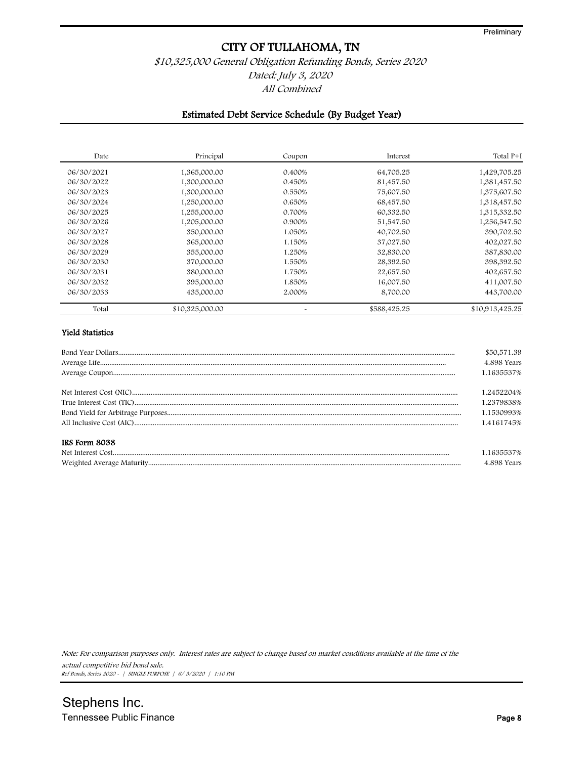Preliminary

# CITY OF TULLAHOMA, TN

*$10,325,000 General Obligation Refunding Bonds, Series 2020*
*Dated: July 3, 2020*
*All Combined*

## Estimated Debt Service Schedule (By Budget Year)

| Date | Principal | Coupon | Interest | Total P+I |
|---|---|---|---|---|
| 06/30/2021 | 1,365,000.00 | 0.400% | 64,705.25 | 1,429,705.25 |
| 06/30/2022 | 1,300,000.00 | 0.450% | 81,457.50 | 1,381,457.50 |
| 06/30/2023 | 1,300,000.00 | 0.550% | 75,607.50 | 1,375,607.50 |
| 06/30/2024 | 1,250,000.00 | 0.650% | 68,457.50 | 1,318,457.50 |
| 06/30/2025 | 1,255,000.00 | 0.700% | 60,332.50 | 1,315,332.50 |
| 06/30/2026 | 1,205,000.00 | 0.900% | 51,547.50 | 1,256,547.50 |
| 06/30/2027 | 350,000.00 | 1.050% | 40,702.50 | 390,702.50 |
| 06/30/2028 | 365,000.00 | 1.150% | 37,027.50 | 402,027.50 |
| 06/30/2029 | 355,000.00 | 1.250% | 32,830.00 | 387,830.00 |
| 06/30/2030 | 370,000.00 | 1.550% | 28,392.50 | 398,392.50 |
| 06/30/2031 | 380,000.00 | 1.750% | 22,657.50 | 402,657.50 |
| 06/30/2032 | 395,000.00 | 1.850% | 16,007.50 | 411,007.50 |
| 06/30/2033 | 435,000.00 | 2.000% | 8,700.00 | 443,700.00 |
| Total | $10,325,000.00 | - | $588,425.25 | $10,913,425.25 |

### Yield Statistics

| | |
|---|---|
| Bond Year Dollars | $50,571.39 |
| Average Life | 4.898 Years |
| Average Coupon | 1.1635537% |
| Net Interest Cost (NIC) | 1.2452204% |
| True Interest Cost (TIC) | 1.2379838% |
| Bond Yield for Arbitrage Purposes | 1.1530993% |
| All Inclusive Cost (AIC) | 1.4161745% |

### IRS Form 8038

| | |
|---|---|
| Net Interest Cost | 1.1635537% |
| Weighted Average Maturity | 4.898 Years |

*Note: For comparison purposes only. Interest rates are subject to change based on market conditions available at the time of the actual competitive bid bond sale.*

*Ref Bonds, Series 2020 - | SINGLE PURPOSE | 6/ 3/2020 | 1:10 PM*

Stephens Inc.
Tennessee Public Finance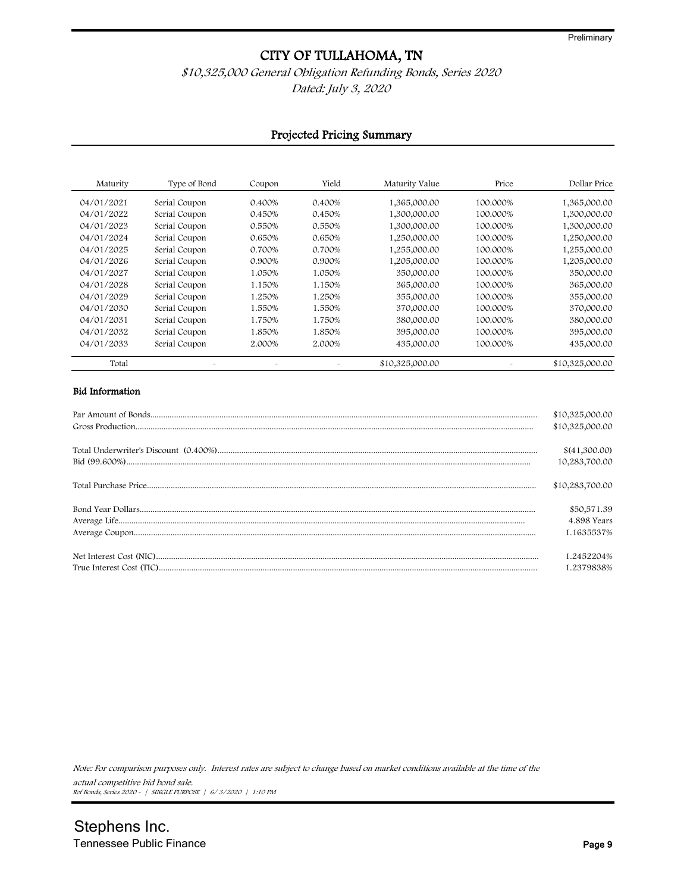Preliminary

# CITY OF TULLAHOMA, TN

*$10,325,000 General Obligation Refunding Bonds, Series 2020*

*Dated: July 3, 2020*

## Projected Pricing Summary

| Maturity | Type of Bond | Coupon | Yield | Maturity Value | Price | Dollar Price |
|---|---|---|---|---|---|---|
| 04/01/2021 | Serial Coupon | 0.400% | 0.400% | 1,365,000.00 | 100.000% | 1,365,000.00 |
| 04/01/2022 | Serial Coupon | 0.450% | 0.450% | 1,300,000.00 | 100.000% | 1,300,000.00 |
| 04/01/2023 | Serial Coupon | 0.550% | 0.550% | 1,300,000.00 | 100.000% | 1,300,000.00 |
| 04/01/2024 | Serial Coupon | 0.650% | 0.650% | 1,250,000.00 | 100.000% | 1,250,000.00 |
| 04/01/2025 | Serial Coupon | 0.700% | 0.700% | 1,255,000.00 | 100.000% | 1,255,000.00 |
| 04/01/2026 | Serial Coupon | 0.900% | 0.900% | 1,205,000.00 | 100.000% | 1,205,000.00 |
| 04/01/2027 | Serial Coupon | 1.050% | 1.050% | 350,000.00 | 100.000% | 350,000.00 |
| 04/01/2028 | Serial Coupon | 1.150% | 1.150% | 365,000.00 | 100.000% | 365,000.00 |
| 04/01/2029 | Serial Coupon | 1.250% | 1.250% | 355,000.00 | 100.000% | 355,000.00 |
| 04/01/2030 | Serial Coupon | 1.550% | 1.550% | 370,000.00 | 100.000% | 370,000.00 |
| 04/01/2031 | Serial Coupon | 1.750% | 1.750% | 380,000.00 | 100.000% | 380,000.00 |
| 04/01/2032 | Serial Coupon | 1.850% | 1.850% | 395,000.00 | 100.000% | 395,000.00 |
| 04/01/2033 | Serial Coupon | 2.000% | 2.000% | 435,000.00 | 100.000% | 435,000.00 |
| Total | - | - | - | $10,325,000.00 | - | $10,325,000.00 |

### Bid Information

| | |
|---|---|
| Par Amount of Bonds | $10,325,000.00 |
| Gross Production | $10,325,000.00 |
| | |
| Total Underwriter's Discount (0.400%) | $(41,300.00) |
| Bid (99.600%) | 10,283,700.00 |
| | |
| Total Purchase Price | $10,283,700.00 |
| | |
| Bond Year Dollars | $50,571.39 |
| Average Life | 4.898 Years |
| Average Coupon | 1.1635537% |
| | |
| Net Interest Cost (NIC) | 1.2452204% |
| True Interest Cost (TIC) | 1.2379838% |

*Note: For comparison purposes only. Interest rates are subject to change based on market conditions available at the time of the actual competitive bid bond sale.*

*Ref Bonds, Series 2020 - | SINGLE PURPOSE | 6/ 3/2020 | 1:10 PM*

Stephens Inc.
Tennessee Public Finance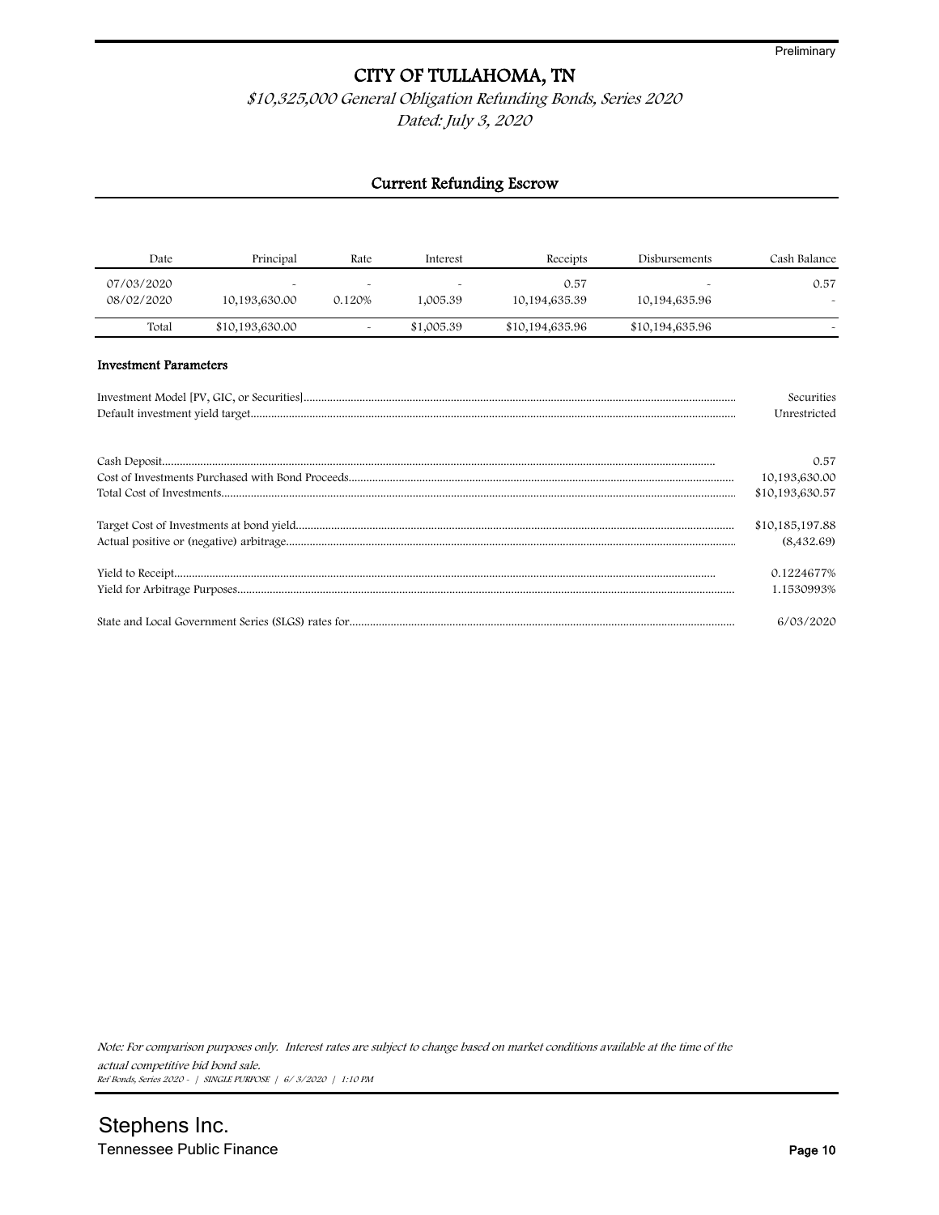Preliminary

# CITY OF TULLAHOMA, TN

*$10,325,000 General Obligation Refunding Bonds, Series 2020*

*Dated: July 3, 2020*

## Current Refunding Escrow

| Date | Principal | Rate | Interest | Receipts | Disbursements | Cash Balance |
|---|---|---|---|---|---|---|
| 07/03/2020 | - | - | - | 0.57 | - | 0.57 |
| 08/02/2020 | 10,193,630.00 | 0.120% | 1,005.39 | 10,194,635.39 | 10,194,635.96 | - |
| Total | $10,193,630.00 | - | $1,005.39 | $10,194,635.96 | $10,194,635.96 | - |

### Investment Parameters

| | |
|---|---|
| Investment Model [PV, GIC, or Securities] | Securities |
| Default investment yield target | Unrestricted |
| | |
| Cash Deposit | 0.57 |
| Cost of Investments Purchased with Bond Proceeds | 10,193,630.00 |
| Total Cost of Investments | $10,193,630.57 |
| | |
| Target Cost of Investments at bond yield | $10,185,197.88 |
| Actual positive or (negative) arbitrage | (8,432.69) |
| | |
| Yield to Receipt | 0.1224677% |
| Yield for Arbitrage Purposes | 1.1530993% |
| | |
| State and Local Government Series (SLGS) rates for | 6/03/2020 |

*Note: For comparison purposes only. Interest rates are subject to change based on market conditions available at the time of the actual competitive bid bond sale.*

*Ref Bonds, Series 2020 - | SINGLE PURPOSE | 6/ 3/2020 | 1:10 PM*

Stephens Inc.
Tennessee Public Finance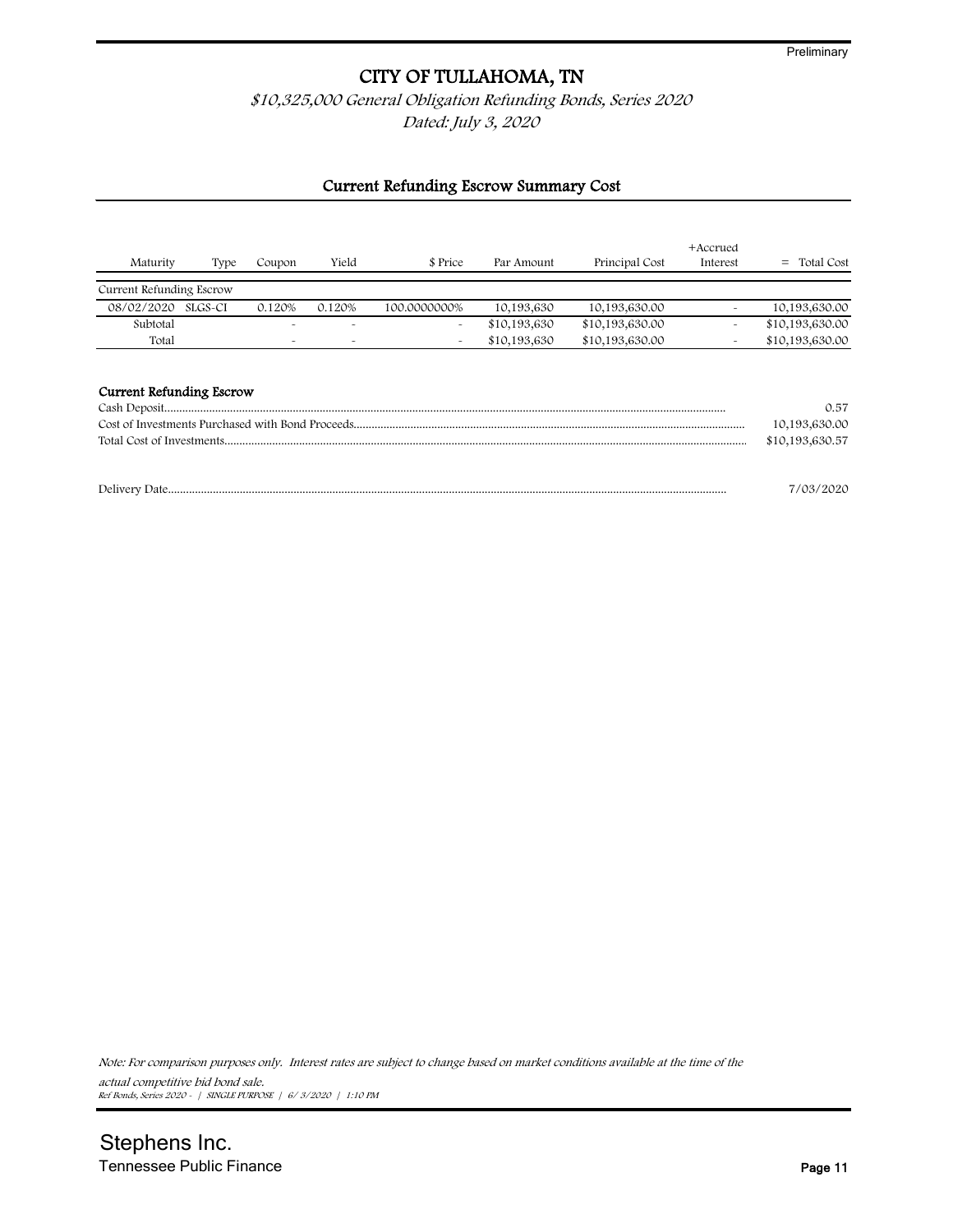Preliminary

# CITY OF TULLAHOMA, TN

*$10,325,000 General Obligation Refunding Bonds, Series 2020*
*Dated: July 3, 2020*

## Current Refunding Escrow Summary Cost

| Maturity | Type | Coupon | Yield | $ Price | Par Amount | Principal Cost | +Accrued Interest | = Total Cost |
|---|---|---|---|---|---|---|---|---|
| Current Refunding Escrow | | | | | | | | |
| 08/02/2020 | SLGS-CI | 0.120% | 0.120% | 100.0000000% | 10,193,630 | 10,193,630.00 | - | 10,193,630.00 |
| Subtotal | | - | - | - | $10,193,630 | $10,193,630.00 | - | $10,193,630.00 |
| Total | | - | - | - | $10,193,630 | $10,193,630.00 | - | $10,193,630.00 |

### Current Refunding Escrow

| | |
|---|---|
| Cash Deposit | 0.57 |
| Cost of Investments Purchased with Bond Proceeds | 10,193,630.00 |
| Total Cost of Investments | $10,193,630.57 |

| | |
|---|---|
| Delivery Date | 7/03/2020 |

*Note: For comparison purposes only. Interest rates are subject to change based on market conditions available at the time of the actual competitive bid bond sale.*

*Ref Bonds, Series 2020 - | SINGLE PURPOSE | 6/ 3/2020 | 1:10 PM*

Stephens Inc.
Tennessee Public Finance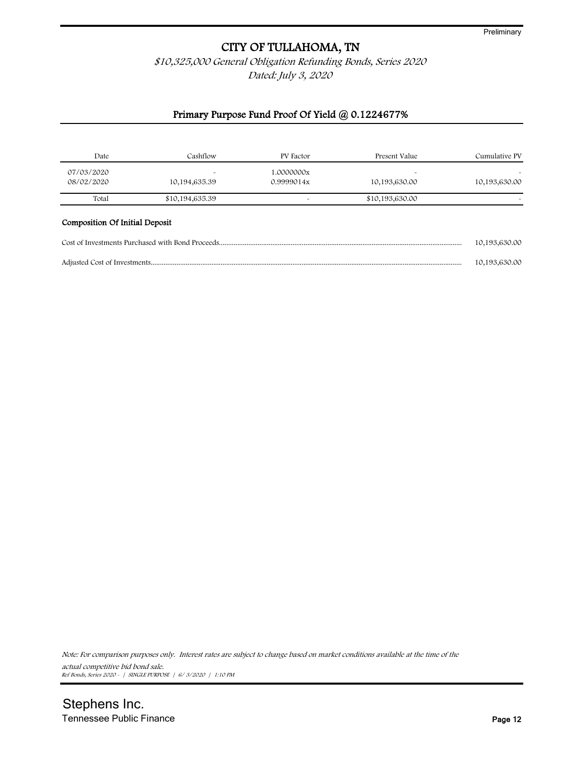Preliminary

# CITY OF TULLAHOMA, TN

*$10,325,000 General Obligation Refunding Bonds, Series 2020*
*Dated: July 3, 2020*

## Primary Purpose Fund Proof Of Yield @ 0.1224677%

| Date | Cashflow | PV Factor | Present Value | Cumulative PV |
|---|---|---|---|---|
| 07/03/2020 | - | 1.0000000x | - | - |
| 08/02/2020 | 10,194,635.39 | 0.9999014x | 10,193,630.00 | 10,193,630.00 |
| Total | $10,194,635.39 | - | $10,193,630.00 | - |

### Composition Of Initial Deposit

| | |
|---|---|
| Cost of Investments Purchased with Bond Proceeds | 10,193,630.00 |
| Adjusted Cost of Investments | 10,193,630.00 |

*Note: For comparison purposes only. Interest rates are subject to change based on market conditions available at the time of the actual competitive bid bond sale.*

*Ref Bonds, Series 2020 - | SINGLE PURPOSE | 6/ 3/2020 | 1:10 PM*

Stephens Inc.
Tennessee Public Finance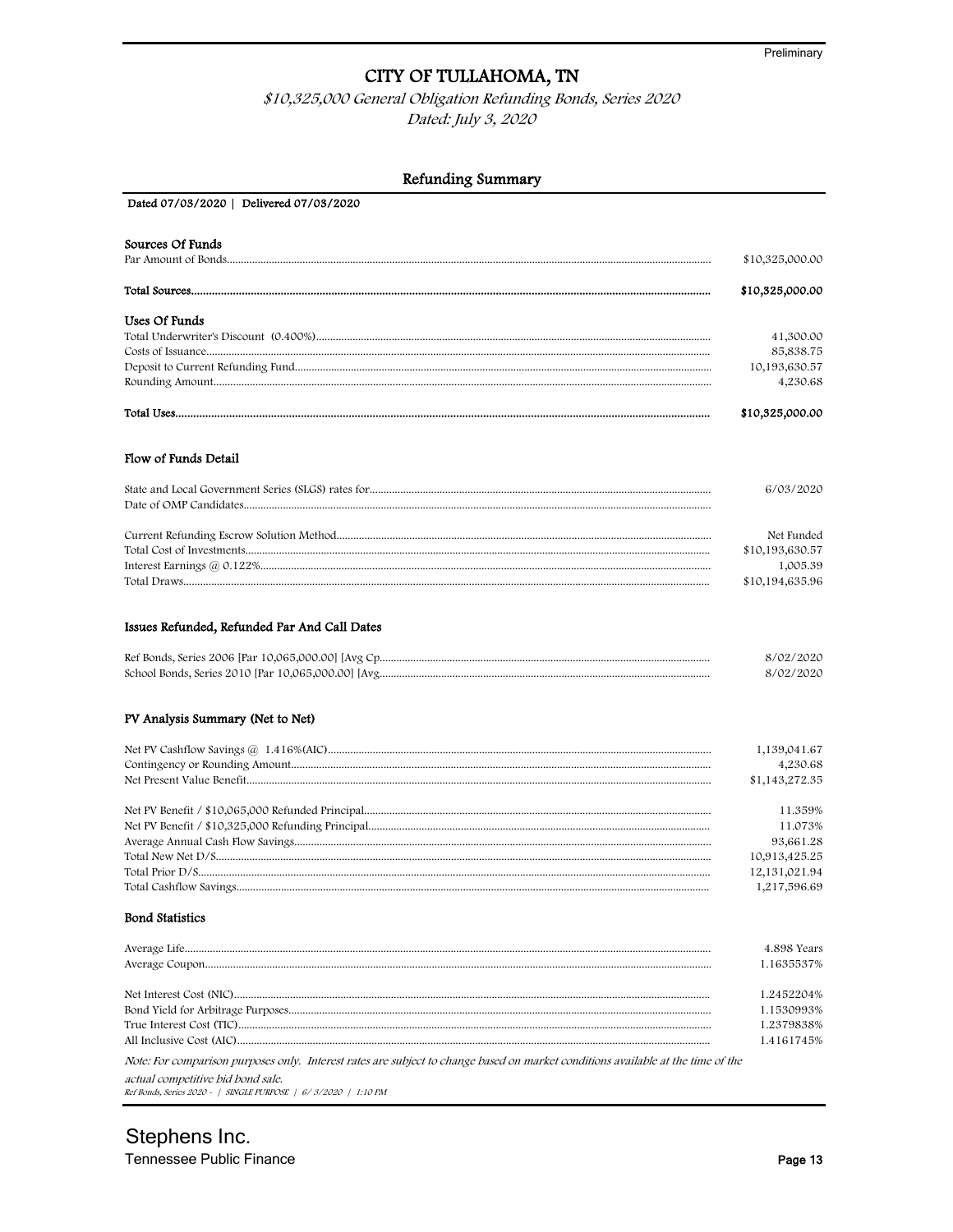Preliminary

# CITY OF TULLAHOMA, TN

*$10,325,000 General Obligation Refunding Bonds, Series 2020*

*Dated: July 3, 2020*

## Refunding Summary

Dated 07/03/2020 | Delivered 07/03/2020

### Sources Of Funds

| | |
|---|---|
| Par Amount of Bonds | $10,325,000.00 |
| **Total Sources** | **$10,325,000.00** |

### Uses Of Funds

| | |
|---|---|
| Total Underwriter's Discount (0.400%) | 41,300.00 |
| Costs of Issuance | 85,838.75 |
| Deposit to Current Refunding Fund | 10,193,630.57 |
| Rounding Amount | 4,230.68 |
| **Total Uses** | **$10,325,000.00** |

### Flow of Funds Detail

| | |
|---|---|
| State and Local Government Series (SLGS) rates for | 6/03/2020 |
| Date of OMP Candidates | |
| Current Refunding Escrow Solution Method | Net Funded |
| Total Cost of Investments | $10,193,630.57 |
| Interest Earnings @ 0.122% | 1,005.39 |
| Total Draws | $10,194,635.96 |

### Issues Refunded, Refunded Par And Call Dates

| | |
|---|---|
| Ref Bonds, Series 2006 [Par 10,065,000.00] [Avg Cp | 8/02/2020 |
| School Bonds, Series 2010 [Par 10,065,000.00] [Avg | 8/02/2020 |

### PV Analysis Summary (Net to Net)

| | |
|---|---|
| Net PV Cashflow Savings @ 1.416%(AIC) | 1,139,041.67 |
| Contingency or Rounding Amount | 4,230.68 |
| Net Present Value Benefit | $1,143,272.35 |
| Net PV Benefit / $10,065,000 Refunded Principal | 11.359% |
| Net PV Benefit / $10,325,000 Refunding Principal | 11.073% |
| Average Annual Cash Flow Savings | 93,661.28 |
| Total New Net D/S | 10,913,425.25 |
| Total Prior D/S | 12,131,021.94 |
| Total Cashflow Savings | 1,217,596.69 |

### Bond Statistics

| | |
|---|---|
| Average Life | 4.898 Years |
| Average Coupon | 1.1635537% |
| Net Interest Cost (NIC) | 1.2452204% |
| Bond Yield for Arbitrage Purposes | 1.1530993% |
| True Interest Cost (TIC) | 1.2379838% |
| All Inclusive Cost (AIC) | 1.4161745% |

*Note: For comparison purposes only. Interest rates are subject to change based on market conditions available at the time of the actual competitive bid sale.*

*Ref Bonds, Series 2020 - | SINGLE PURPOSE | 6/ 3/2020 | 1:10 PM*

Stephens Inc.
Tennessee Public Finance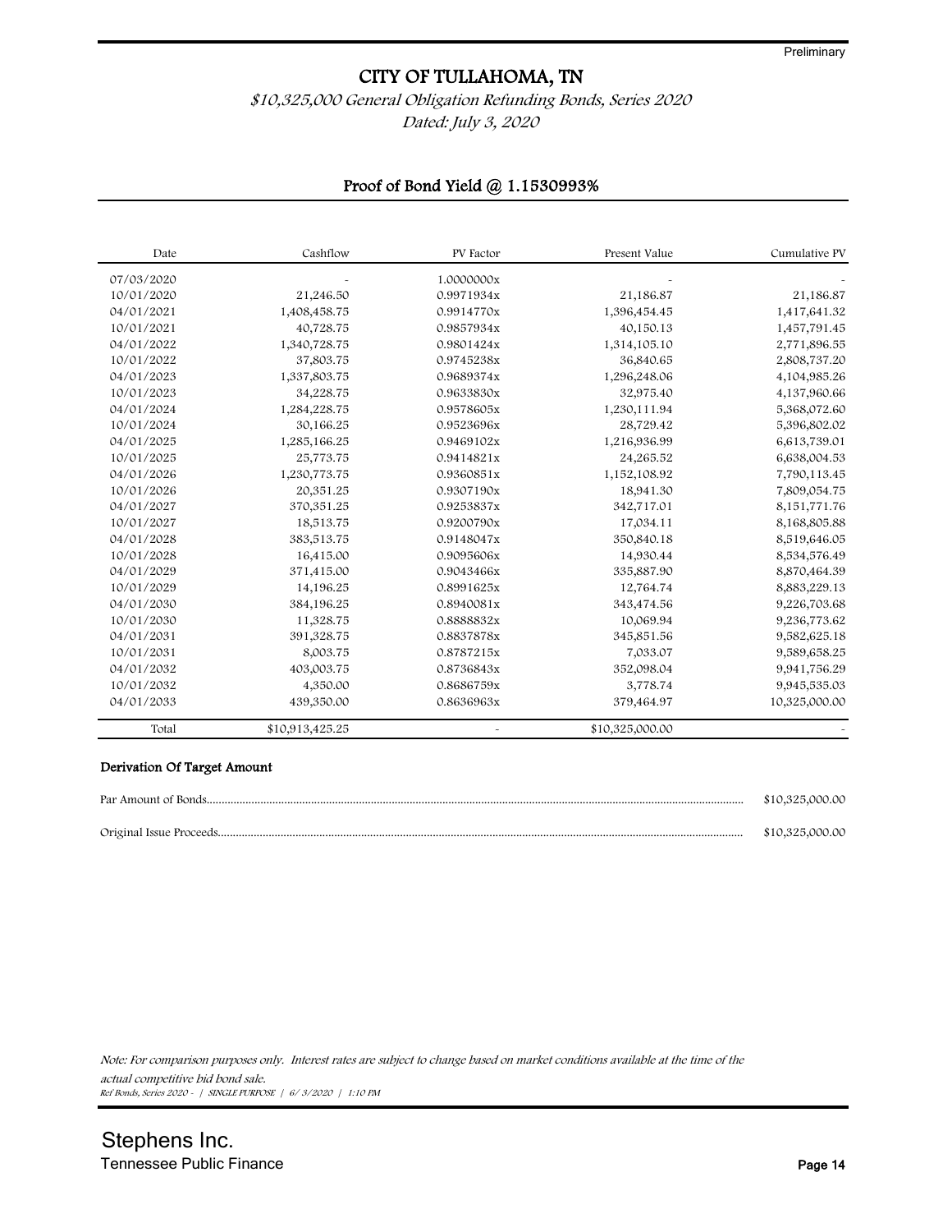Preliminary

# CITY OF TULLAHOMA, TN

*$10,325,000 General Obligation Refunding Bonds, Series 2020*

*Dated: July 3, 2020*

## Proof of Bond Yield @ 1.1530993%

| Date | Cashflow | PV Factor | Present Value | Cumulative PV |
|---|---|---|---|---|
| 07/03/2020 | - | 1.0000000x | - | - |
| 10/01/2020 | 21,246.50 | 0.9971934x | 21,186.87 | 21,186.87 |
| 04/01/2021 | 1,408,458.75 | 0.9914770x | 1,396,454.45 | 1,417,641.32 |
| 10/01/2021 | 40,728.75 | 0.9857934x | 40,150.13 | 1,457,791.45 |
| 04/01/2022 | 1,340,728.75 | 0.9801424x | 1,314,105.10 | 2,771,896.55 |
| 10/01/2022 | 37,803.75 | 0.9745238x | 36,840.65 | 2,808,737.20 |
| 04/01/2023 | 1,337,803.75 | 0.9689374x | 1,296,248.06 | 4,104,985.26 |
| 10/01/2023 | 34,228.75 | 0.9633830x | 32,975.40 | 4,137,960.66 |
| 04/01/2024 | 1,284,228.75 | 0.9578605x | 1,230,111.94 | 5,368,072.60 |
| 10/01/2024 | 30,166.25 | 0.9523696x | 28,729.42 | 5,396,802.02 |
| 04/01/2025 | 1,285,166.25 | 0.9469102x | 1,216,936.99 | 6,613,739.01 |
| 10/01/2025 | 25,773.75 | 0.9414821x | 24,265.52 | 6,638,004.53 |
| 04/01/2026 | 1,230,773.75 | 0.9360851x | 1,152,108.92 | 7,790,113.45 |
| 10/01/2026 | 20,351.25 | 0.9307190x | 18,941.30 | 7,809,054.75 |
| 04/01/2027 | 370,351.25 | 0.9253837x | 342,717.01 | 8,151,771.76 |
| 10/01/2027 | 18,513.75 | 0.9200790x | 17,034.11 | 8,168,805.88 |
| 04/01/2028 | 383,513.75 | 0.9148047x | 350,840.18 | 8,519,646.05 |
| 10/01/2028 | 16,415.00 | 0.9095606x | 14,930.44 | 8,534,576.49 |
| 04/01/2029 | 371,415.00 | 0.9043466x | 335,887.90 | 8,870,464.39 |
| 10/01/2029 | 14,196.25 | 0.8991625x | 12,764.74 | 8,883,229.13 |
| 04/01/2030 | 384,196.25 | 0.8940081x | 343,474.56 | 9,226,703.68 |
| 10/01/2030 | 11,328.75 | 0.8888832x | 10,069.94 | 9,236,773.62 |
| 04/01/2031 | 391,328.75 | 0.8837878x | 345,851.56 | 9,582,625.18 |
| 10/01/2031 | 8,003.75 | 0.8787215x | 7,033.07 | 9,589,658.25 |
| 04/01/2032 | 403,003.75 | 0.8736843x | 352,098.04 | 9,941,756.29 |
| 10/01/2032 | 4,350.00 | 0.8686759x | 3,778.74 | 9,945,535.03 |
| 04/01/2033 | 439,350.00 | 0.8636963x | 379,464.97 | 10,325,000.00 |
| Total | $10,913,425.25 | - | $10,325,000.00 | - |

### Derivation Of Target Amount

| | |
|---|---|
| Par Amount of Bonds | $10,325,000.00 |
| Original Issue Proceeds | $10,325,000.00 |

*Note: For comparison purposes only. Interest rates are subject to change based on market conditions available at the time of the actual competitive bid bond sale.*

*Ref Bonds, Series 2020 - | SINGLE PURPOSE | 6/ 3/2020 | 1:10 PM*

Stephens Inc.
Tennessee Public Finance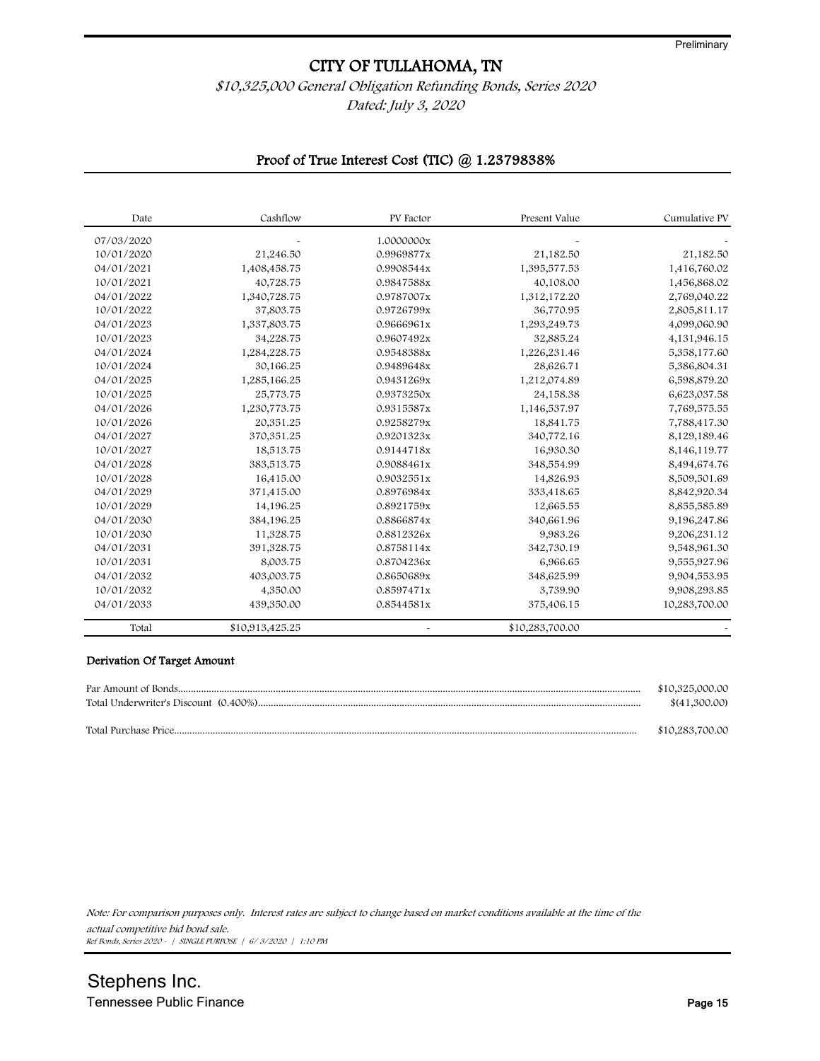Preliminary

# CITY OF TULLAHOMA, TN

*$10,325,000 General Obligation Refunding Bonds, Series 2020*

*Dated: July 3, 2020*

## Proof of True Interest Cost (TIC) @ 1.2379838%

| Date | Cashflow | PV Factor | Present Value | Cumulative PV |
|---|---|---|---|---|
| 07/03/2020 | - | 1.0000000x | - | - |
| 10/01/2020 | 21,246.50 | 0.9969877x | 21,182.50 | 21,182.50 |
| 04/01/2021 | 1,408,458.75 | 0.9908544x | 1,395,577.53 | 1,416,760.02 |
| 10/01/2021 | 40,728.75 | 0.9847588x | 40,108.00 | 1,456,868.02 |
| 04/01/2022 | 1,340,728.75 | 0.9787007x | 1,312,172.20 | 2,769,040.22 |
| 10/01/2022 | 37,803.75 | 0.9726799x | 36,770.95 | 2,805,811.17 |
| 04/01/2023 | 1,337,803.75 | 0.9666961x | 1,293,249.73 | 4,099,060.90 |
| 10/01/2023 | 34,228.75 | 0.9607492x | 32,885.24 | 4,131,946.15 |
| 04/01/2024 | 1,284,228.75 | 0.9548388x | 1,226,231.46 | 5,358,177.60 |
| 10/01/2024 | 30,166.25 | 0.9489648x | 28,626.71 | 5,386,804.31 |
| 04/01/2025 | 1,285,166.25 | 0.9431269x | 1,212,074.89 | 6,598,879.20 |
| 10/01/2025 | 25,773.75 | 0.9373250x | 24,158.38 | 6,623,037.58 |
| 04/01/2026 | 1,230,773.75 | 0.9315587x | 1,146,537.97 | 7,769,575.55 |
| 10/01/2026 | 20,351.25 | 0.9258279x | 18,841.75 | 7,788,417.30 |
| 04/01/2027 | 370,351.25 | 0.9201323x | 340,772.16 | 8,129,189.46 |
| 10/01/2027 | 18,513.75 | 0.9144718x | 16,930.30 | 8,146,119.77 |
| 04/01/2028 | 383,513.75 | 0.9088461x | 348,554.99 | 8,494,674.76 |
| 10/01/2028 | 16,415.00 | 0.9032551x | 14,826.93 | 8,509,501.69 |
| 04/01/2029 | 371,415.00 | 0.8976984x | 333,418.65 | 8,842,920.34 |
| 10/01/2029 | 14,196.25 | 0.8921759x | 12,665.55 | 8,855,585.89 |
| 04/01/2030 | 384,196.25 | 0.8866874x | 340,661.96 | 9,196,247.86 |
| 10/01/2030 | 11,328.75 | 0.8812326x | 9,983.26 | 9,206,231.12 |
| 04/01/2031 | 391,328.75 | 0.8758114x | 342,730.19 | 9,548,961.30 |
| 10/01/2031 | 8,003.75 | 0.8704236x | 6,966.65 | 9,555,927.96 |
| 04/01/2032 | 403,003.75 | 0.8650689x | 348,625.99 | 9,904,553.95 |
| 10/01/2032 | 4,350.00 | 0.8597471x | 3,739.90 | 9,908,293.85 |
| 04/01/2033 | 439,350.00 | 0.8544581x | 375,406.15 | 10,283,700.00 |
| Total | $10,913,425.25 | - | $10,283,700.00 | - |

### Derivation Of Target Amount

| | |
|---|---|
| Par Amount of Bonds | $10,325,000.00 |
| Total Underwriter's Discount (0.400%) | $(41,300.00) |
| Total Purchase Price | $10,283,700.00 |

*Note: For comparison purposes only. Interest rates are subject to change based on market conditions available at the time of the actual competitive bid bond sale.*

*Ref Bonds, Series 2020 - | SINGLE PURPOSE | 6/ 3/2020 | 1:10 PM*

Stephens Inc.
Tennessee Public Finance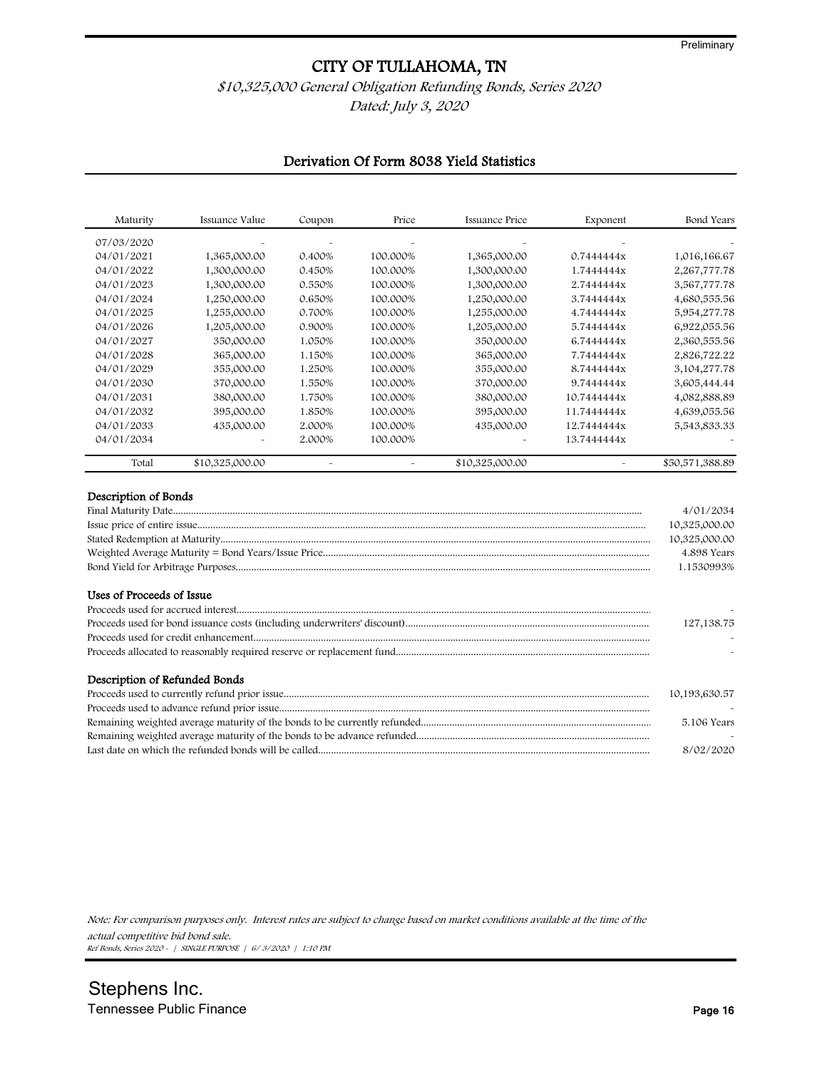Preliminary

# CITY OF TULLAHOMA, TN

*$10,325,000 General Obligation Refunding Bonds, Series 2020*

*Dated: July 3, 2020*

## Derivation Of Form 8038 Yield Statistics

| Maturity | Issuance Value | Coupon | Price | Issuance Price | Exponent | Bond Years |
|---|---|---|---|---|---|---|
| 07/03/2020 | - | - | - | - | - | - |
| 04/01/2021 | 1,365,000.00 | 0.400% | 100.000% | 1,365,000.00 | 0.7444444x | 1,016,166.67 |
| 04/01/2022 | 1,300,000.00 | 0.450% | 100.000% | 1,300,000.00 | 1.7444444x | 2,267,777.78 |
| 04/01/2023 | 1,300,000.00 | 0.550% | 100.000% | 1,300,000.00 | 2.7444444x | 3,567,777.78 |
| 04/01/2024 | 1,250,000.00 | 0.650% | 100.000% | 1,250,000.00 | 3.7444444x | 4,680,555.56 |
| 04/01/2025 | 1,255,000.00 | 0.700% | 100.000% | 1,255,000.00 | 4.7444444x | 5,954,277.78 |
| 04/01/2026 | 1,205,000.00 | 0.900% | 100.000% | 1,205,000.00 | 5.7444444x | 6,922,055.56 |
| 04/01/2027 | 350,000.00 | 1.050% | 100.000% | 350,000.00 | 6.7444444x | 2,360,555.56 |
| 04/01/2028 | 365,000.00 | 1.150% | 100.000% | 365,000.00 | 7.7444444x | 2,826,722.22 |
| 04/01/2029 | 355,000.00 | 1.250% | 100.000% | 355,000.00 | 8.7444444x | 3,104,277.78 |
| 04/01/2030 | 370,000.00 | 1.550% | 100.000% | 370,000.00 | 9.7444444x | 3,605,444.44 |
| 04/01/2031 | 380,000.00 | 1.750% | 100.000% | 380,000.00 | 10.7444444x | 4,082,888.89 |
| 04/01/2032 | 395,000.00 | 1.850% | 100.000% | 395,000.00 | 11.7444444x | 4,639,055.56 |
| 04/01/2033 | 435,000.00 | 2.000% | 100.000% | 435,000.00 | 12.7444444x | 5,543,833.33 |
| 04/01/2034 | - | 2.000% | 100.000% | - | 13.7444444x | - |
| Total | $10,325,000.00 | - | - | $10,325,000.00 | - | $50,571,388.89 |

### Description of Bonds

| | |
|---|---|
| Final Maturity Date | 4/01/2034 |
| Issue price of entire issue | 10,325,000.00 |
| Stated Redemption at Maturity | 10,325,000.00 |
| Weighted Average Maturity = Bond Years/Issue Price | 4.898 Years |
| Bond Yield for Arbitrage Purposes | 1.1530993% |

### Uses of Proceeds of Issue

| | |
|---|---|
| Proceeds used for accrued interest | - |
| Proceeds used for bond issuance costs (including underwriters' discount) | 127,138.75 |
| Proceeds used for credit enhancement | - |
| Proceeds allocated to reasonably required reserve or replacement fund | - |

### Description of Refunded Bonds

| | |
|---|---|
| Proceeds used to currently refund prior issue | 10,193,630.57 |
| Proceeds used to advance refund prior issue | - |
| Remaining weighted average maturity of the bonds to be currently refunded | 5.106 Years |
| Remaining weighted average maturity of the bonds to be advance refunded | - |
| Last date on which the refunded bonds will be called | 8/02/2020 |

*Note: For comparison purposes only. Interest rates are subject to change based on market conditions available at the time of the actual competitive bid bond sale.*

*Ref Bonds, Series 2020 - | SINGLE PURPOSE | 6/ 3/2020 | 1:10 PM*

Stephens Inc.
Tennessee Public Finance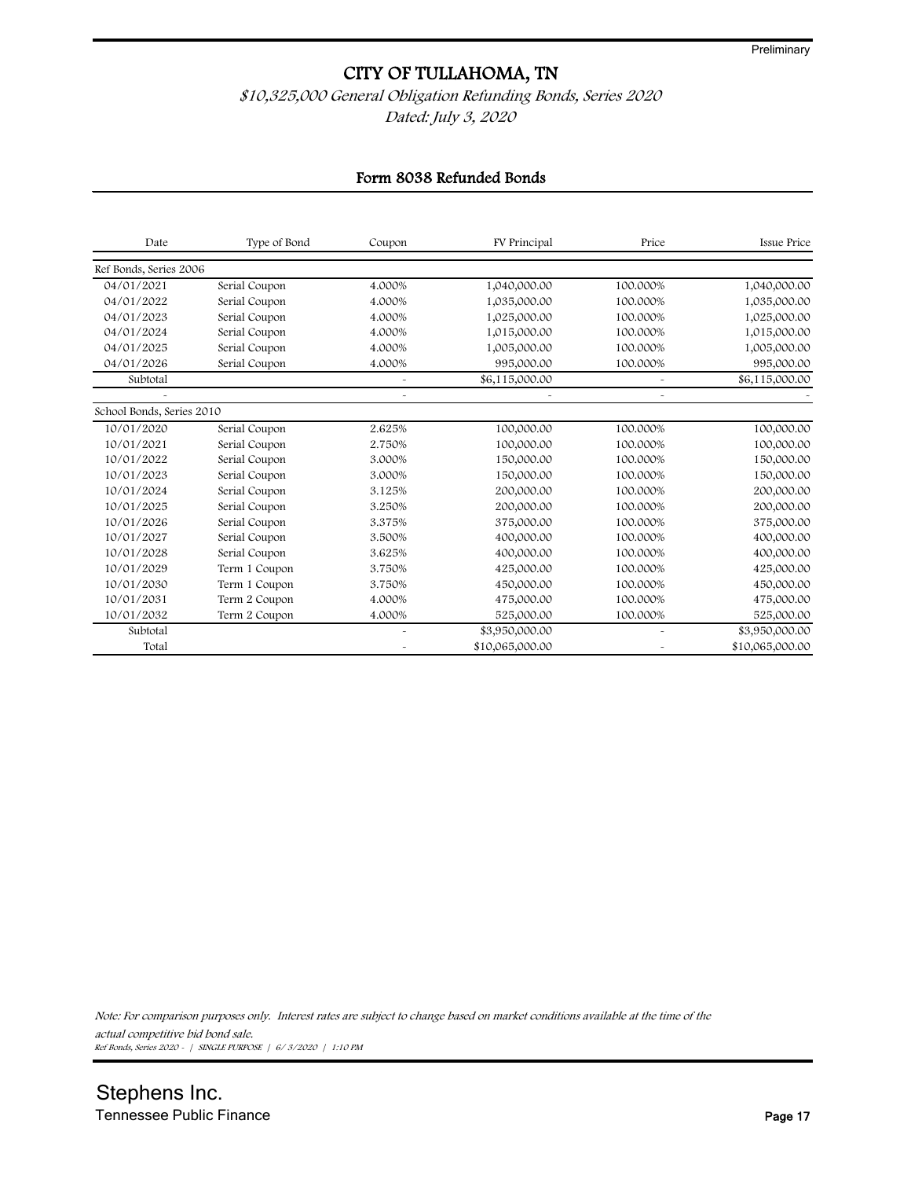Preliminary

# CITY OF TULLAHOMA, TN

*$10,325,000 General Obligation Refunding Bonds, Series 2020*

*Dated: July 3, 2020*

## Form 8038 Refunded Bonds

| Date | Type of Bond | Coupon | FV Principal | Price | Issue Price |
|---|---|---|---|---|---|
| Ref Bonds, Series 2006 | | | | | |
| 04/01/2021 | Serial Coupon | 4.000% | 1,040,000.00 | 100.000% | 1,040,000.00 |
| 04/01/2022 | Serial Coupon | 4.000% | 1,035,000.00 | 100.000% | 1,035,000.00 |
| 04/01/2023 | Serial Coupon | 4.000% | 1,025,000.00 | 100.000% | 1,025,000.00 |
| 04/01/2024 | Serial Coupon | 4.000% | 1,015,000.00 | 100.000% | 1,015,000.00 |
| 04/01/2025 | Serial Coupon | 4.000% | 1,005,000.00 | 100.000% | 1,005,000.00 |
| 04/01/2026 | Serial Coupon | 4.000% | 995,000.00 | 100.000% | 995,000.00 |
| Subtotal | | - | $6,115,000.00 | - | $6,115,000.00 |
| - | | - | - | - | - |
| School Bonds, Series 2010 | | | | | |
| 10/01/2020 | Serial Coupon | 2.625% | 100,000.00 | 100.000% | 100,000.00 |
| 10/01/2021 | Serial Coupon | 2.750% | 100,000.00 | 100.000% | 100,000.00 |
| 10/01/2022 | Serial Coupon | 3.000% | 150,000.00 | 100.000% | 150,000.00 |
| 10/01/2023 | Serial Coupon | 3.000% | 150,000.00 | 100.000% | 150,000.00 |
| 10/01/2024 | Serial Coupon | 3.125% | 200,000.00 | 100.000% | 200,000.00 |
| 10/01/2025 | Serial Coupon | 3.250% | 200,000.00 | 100.000% | 200,000.00 |
| 10/01/2026 | Serial Coupon | 3.375% | 375,000.00 | 100.000% | 375,000.00 |
| 10/01/2027 | Serial Coupon | 3.500% | 400,000.00 | 100.000% | 400,000.00 |
| 10/01/2028 | Serial Coupon | 3.625% | 400,000.00 | 100.000% | 400,000.00 |
| 10/01/2029 | Term 1 Coupon | 3.750% | 425,000.00 | 100.000% | 425,000.00 |
| 10/01/2030 | Term 1 Coupon | 3.750% | 450,000.00 | 100.000% | 450,000.00 |
| 10/01/2031 | Term 2 Coupon | 4.000% | 475,000.00 | 100.000% | 475,000.00 |
| 10/01/2032 | Term 2 Coupon | 4.000% | 525,000.00 | 100.000% | 525,000.00 |
| Subtotal | | - | $3,950,000.00 | - | $3,950,000.00 |
| Total | | - | $10,065,000.00 | - | $10,065,000.00 |

*Note: For comparison purposes only. Interest rates are subject to change based on market conditions available at the time of the actual competitive bid bond sale.*

*Ref Bonds, Series 2020 - | SINGLE PURPOSE | 6/ 3/2020 | 1:10 PM*

Stephens Inc.
Tennessee Public Finance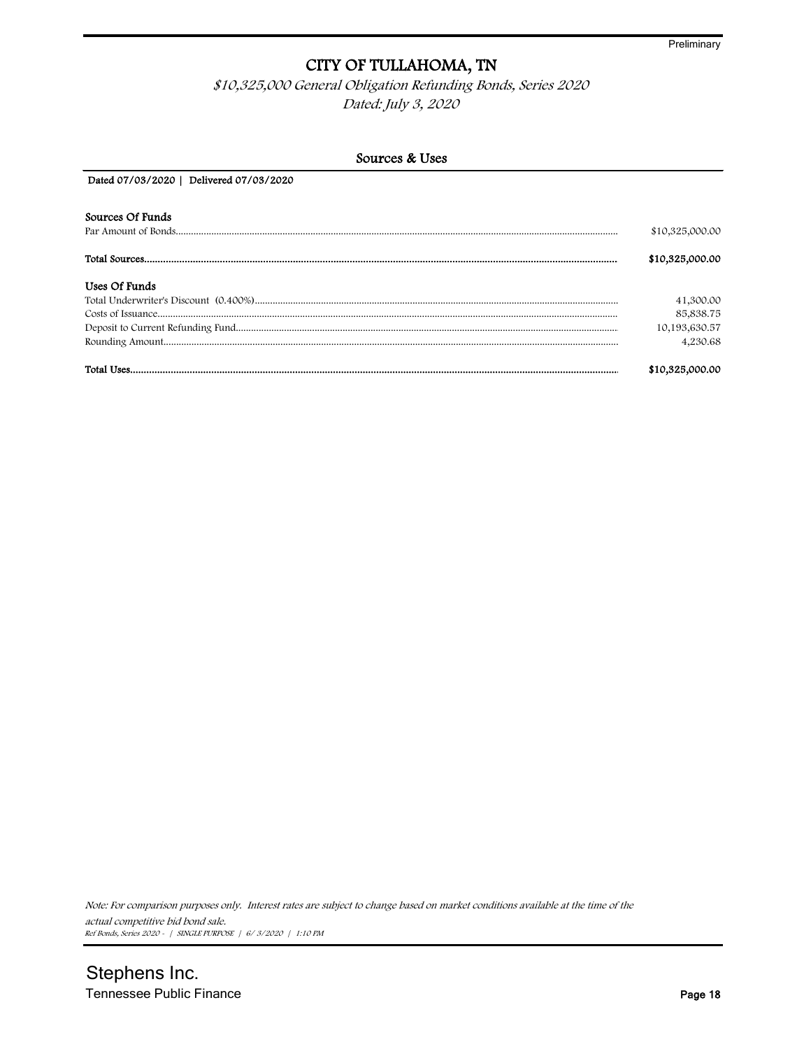Preliminary

# CITY OF TULLAHOMA, TN

*$10,325,000 General Obligation Refunding Bonds, Series 2020*
*Dated: July 3, 2020*

## Sources & Uses

**Dated 07/03/2020 | Delivered 07/03/2020**

| | |
|---|---|
| **Sources Of Funds** | |
| Par Amount of Bonds | $10,325,000.00 |
| **Total Sources** | **$10,325,000.00** |
| **Uses Of Funds** | |
| Total Underwriter's Discount (0.400%) | 41,300.00 |
| Costs of Issuance | 85,838.75 |
| Deposit to Current Refunding Fund | 10,193,630.57 |
| Rounding Amount | 4,230.68 |
| **Total Uses** | **$10,325,000.00** |

*Note: For comparison purposes only. Interest rates are subject to change based on market conditions available at the time of the actual competitive bid bond sale.*

*Ref Bonds, Series 2020 - | SINGLE PURPOSE | 6/ 3/2020 | 1:10 PM*

Stephens Inc.
Tennessee Public Finance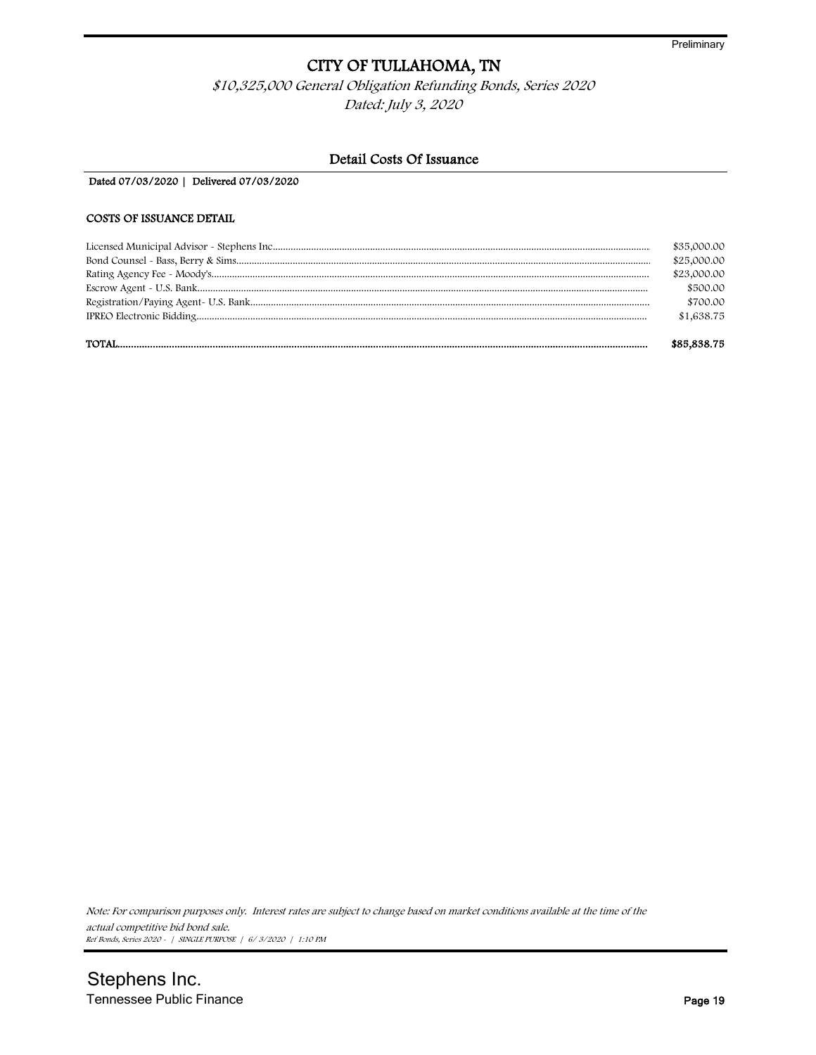Preliminary

# CITY OF TULLAHOMA, TN

*$10,325,000 General Obligation Refunding Bonds, Series 2020*

*Dated: July 3, 2020*

## Detail Costs Of Issuance

Dated 07/03/2020 | Delivered 07/03/2020

### COSTS OF ISSUANCE DETAIL

| | |
|---|---|
| Licensed Municipal Advisor - Stephens Inc | $35,000.00 |
| Bond Counsel - Bass, Berry & Sims | $25,000.00 |
| Rating Agency Fee - Moody's | $23,000.00 |
| Escrow Agent - U.S. Bank | $500.00 |
| Registration/Paying Agent- U.S. Bank | $700.00 |
| IPREO Electronic Bidding | $1,638.75 |
| **TOTAL** | **$85,838.75** |

*Note: For comparison purposes only. Interest rates are subject to change based on market conditions available at the time of the actual competitive bid bond sale.*

*Ref Bonds, Series 2020 - | SINGLE PURPOSE | 6/ 3/2020 | 1:10 PM*

Stephens Inc.
Tennessee Public Finance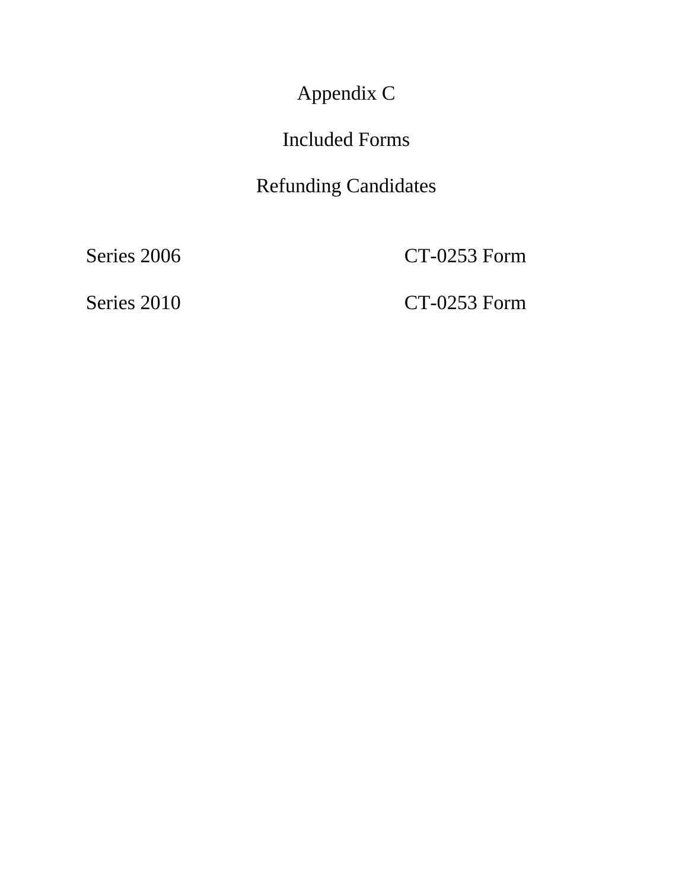# Appendix C

## Included Forms

## Refunding Candidates

| | |
|---|---|
| Series 2006 | CT-0253 Form |
| Series 2010 | CT-0253 Form |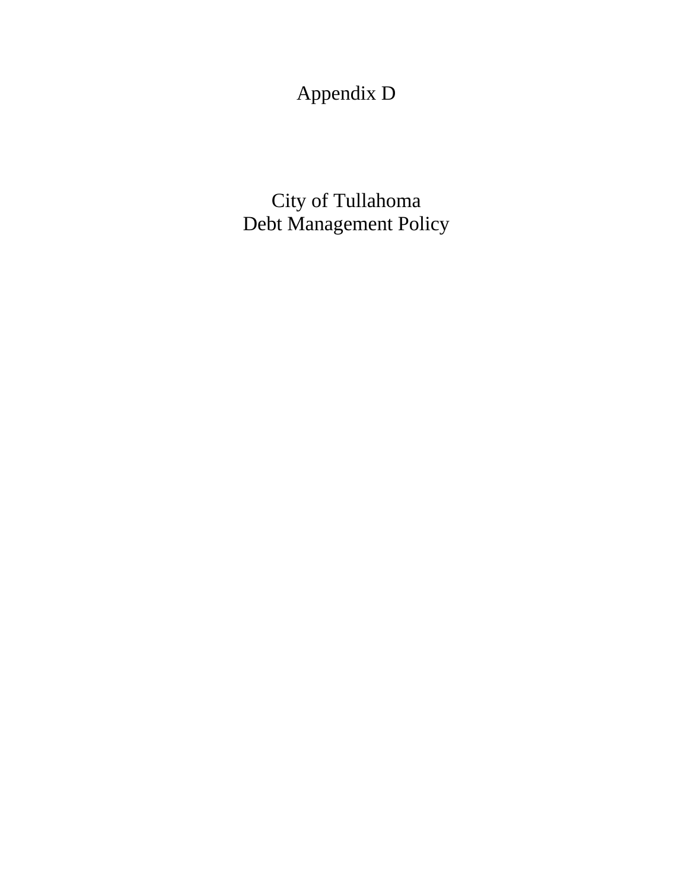# Appendix D

# City of Tullahoma
# Debt Management Policy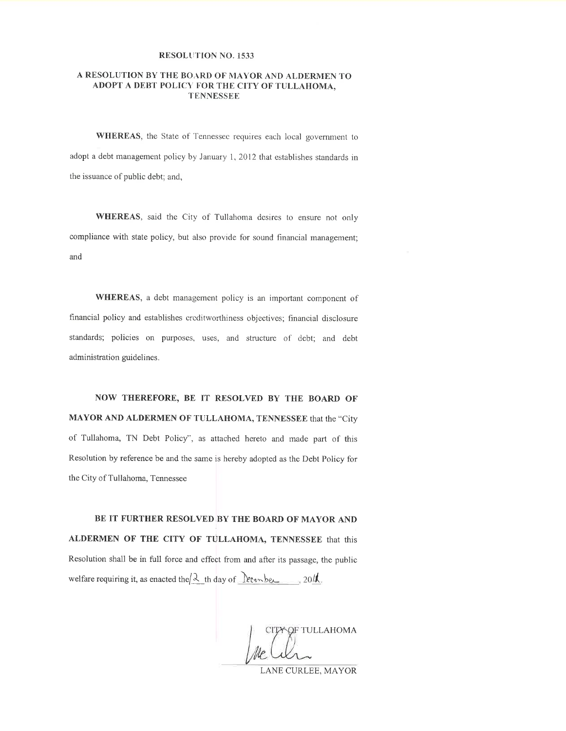**RESOLUTION NO. 1533**

**A RESOLUTION BY THE BOARD OF MAYOR AND ALDERMEN TO ADOPT A DEBT POLICY FOR THE CITY OF TULLAHOMA, TENNESSEE**

**WHEREAS**, the State of Tennessee requires each local government to adopt a debt management policy by January 1, 2012 that establishes standards in the issuance of public debt; and,

**WHEREAS**, said the City of Tullahoma desires to ensure not only compliance with state policy, but also provide for sound financial management; and

**WHEREAS**, a debt management policy is an important component of financial policy and establishes creditworthiness objectives; financial disclosure standards; policies on purposes, uses, and structure of debt; and debt administration guidelines.

**NOW THEREFORE, BE IT RESOLVED BY THE BOARD OF MAYOR AND ALDERMEN OF TULLAHOMA, TENNESSEE** that the "City of Tullahoma, TN Debt Policy", as attached hereto and made part of this Resolution by reference be and the same is hereby adopted as the Debt Policy for the City of Tullahoma, Tennessee

**BE IT FURTHER RESOLVED BY THE BOARD OF MAYOR AND ALDERMEN OF THE CITY OF TULLAHOMA, TENNESSEE** that this Resolution shall be in full force and effect from and after its passage, the public welfare requiring it, as enacted the 12 th day of December, 2011.

CITY OF TULLAHOMA

LANE CURLEE, MAYOR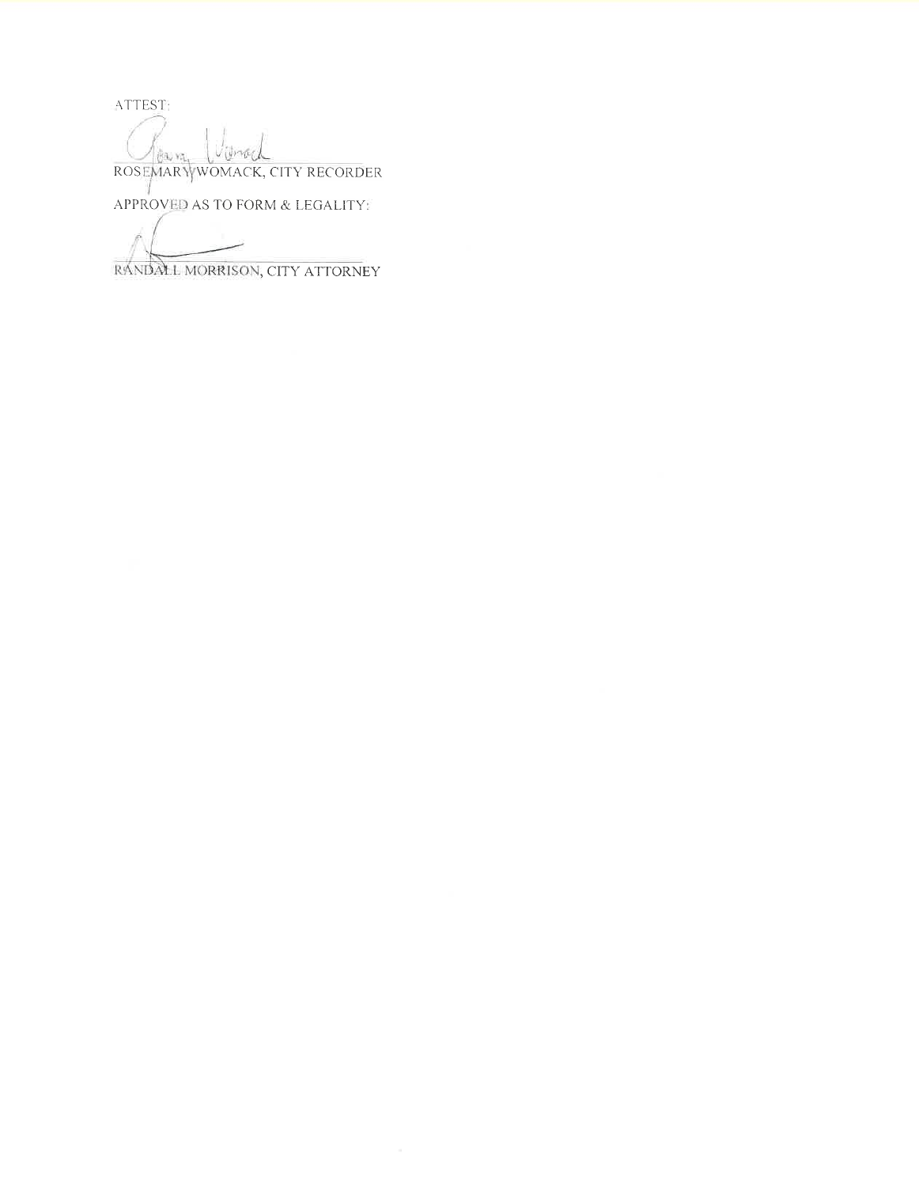ATTEST:

ROSEMARY WOMACK, CITY RECORDER

APPROVED AS TO FORM & LEGALITY:

RANDALL MORRISON, CITY ATTORNEY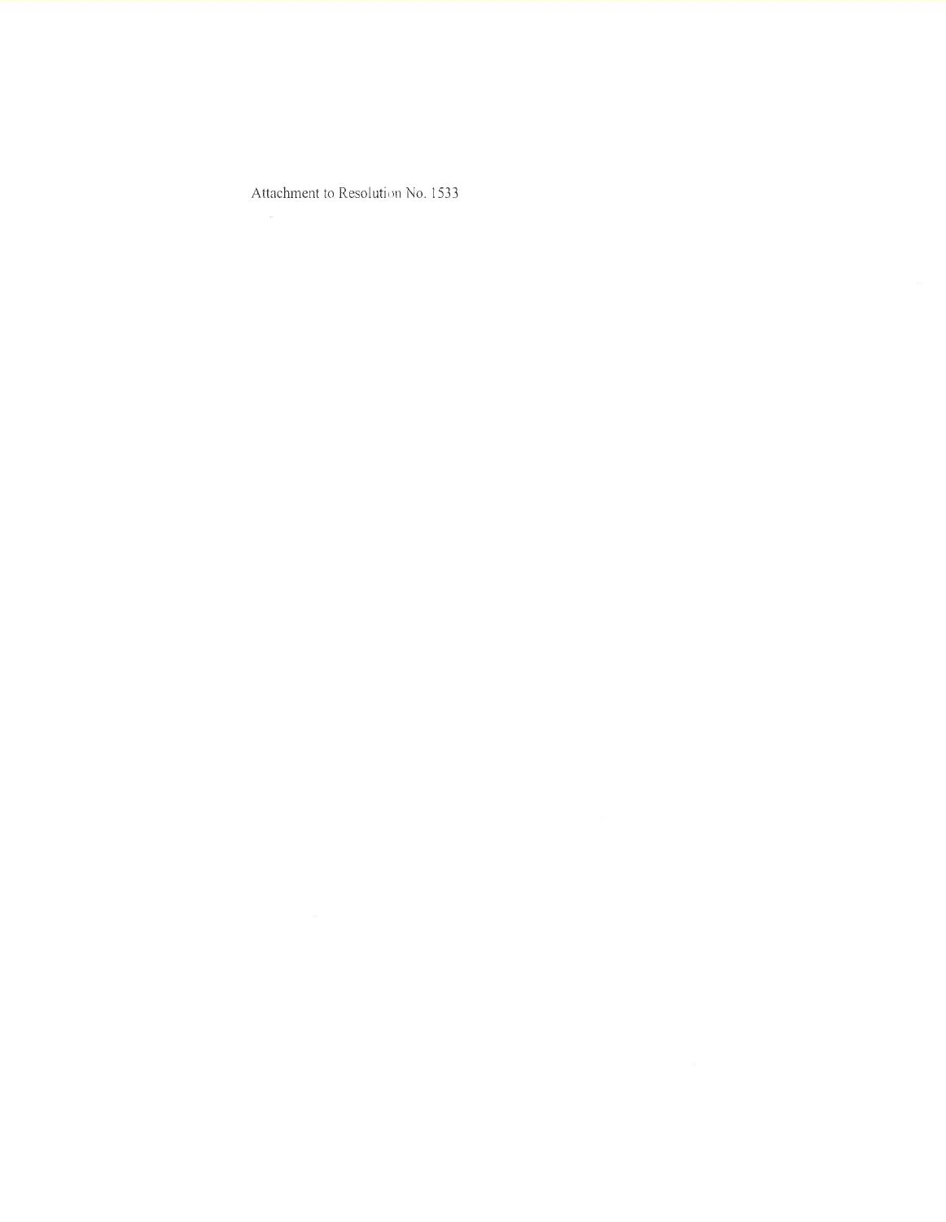Attachment to Resolution No. 1533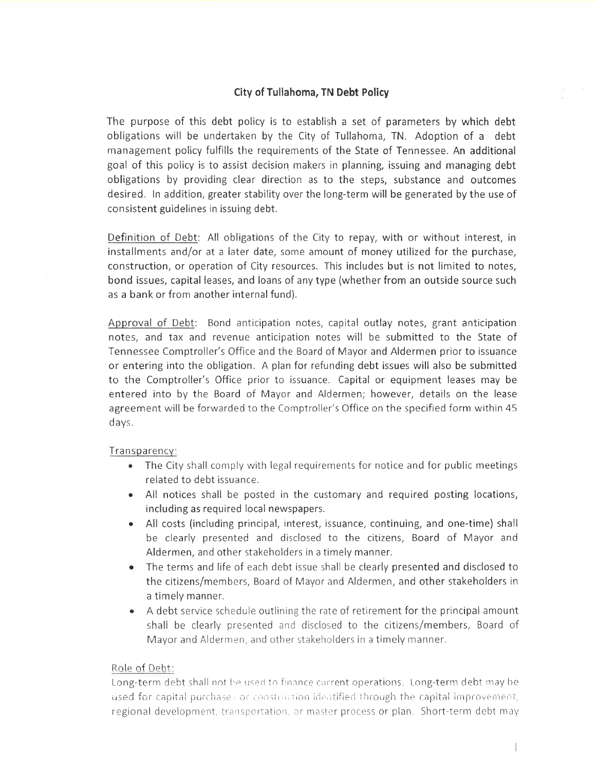## City of Tullahoma, TN Debt Policy

The purpose of this debt policy is to establish a set of parameters by which debt obligations will be undertaken by the City of Tullahoma, TN. Adoption of a debt management policy fulfills the requirements of the State of Tennessee. An additional goal of this policy is to assist decision makers in planning, issuing and managing debt obligations by providing clear direction as to the steps, substance and outcomes desired. In addition, greater stability over the long-term will be generated by the use of consistent guidelines in issuing debt.

<u>Definition of Debt</u>: All obligations of the City to repay, with or without interest, in installments and/or at a later date, some amount of money utilized for the purchase, construction, or operation of City resources. This includes but is not limited to notes, bond issues, capital leases, and loans of any type (whether from an outside source such as a bank or from another internal fund).

<u>Approval of Debt</u>: Bond anticipation notes, capital outlay notes, grant anticipation notes, and tax and revenue anticipation notes will be submitted to the State of Tennessee Comptroller's Office and the Board of Mayor and Aldermen prior to issuance or entering into the obligation. A plan for refunding debt issues will also be submitted to the Comptroller's Office prior to issuance. Capital or equipment leases may be entered into by the Board of Mayor and Aldermen; however, details on the lease agreement will be forwarded to the Comptroller's Office on the specified form within 45 days.

<u>Transparency</u>:

- The City shall comply with legal requirements for notice and for public meetings related to debt issuance.
- All notices shall be posted in the customary and required posting locations, including as required local newspapers.
- All costs (including principal, interest, issuance, continuing, and one-time) shall be clearly presented and disclosed to the citizens, Board of Mayor and Aldermen, and other stakeholders in a timely manner.
- The terms and life of each debt issue shall be clearly presented and disclosed to the citizens/members, Board of Mayor and Aldermen, and other stakeholders in a timely manner.
- A debt service schedule outlining the rate of retirement for the principal amount shall be clearly presented and disclosed to the citizens/members, Board of Mayor and Aldermen, and other stakeholders in a timely manner.

<u>Role of Debt</u>:

Long-term debt shall not be used to finance current operations. Long-term debt may be used for capital purchase or construction identified through the capital improvement, regional development, transportation, or master process or plan. Short-term debt may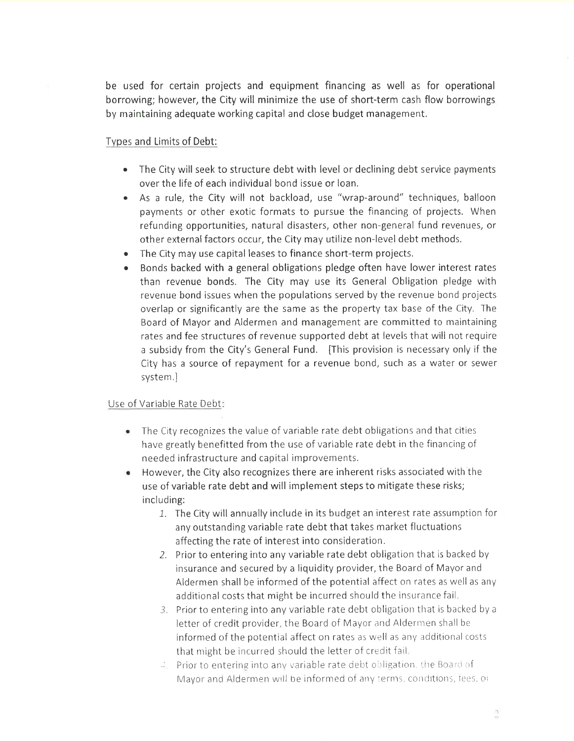be used for certain projects and equipment financing as well as for operational borrowing; however, the City will minimize the use of short-term cash flow borrowings by maintaining adequate working capital and close budget management.

Types and Limits of Debt:

- The City will seek to structure debt with level or declining debt service payments over the life of each individual bond issue or loan.
- As a rule, the City will not backload, use "wrap-around" techniques, balloon payments or other exotic formats to pursue the financing of projects. When refunding opportunities, natural disasters, other non-general fund revenues, or other external factors occur, the City may utilize non-level debt methods.
- The City may use capital leases to finance short-term projects.
- Bonds backed with a general obligations pledge often have lower interest rates than revenue bonds. The City may use its General Obligation pledge with revenue bond issues when the populations served by the revenue bond projects overlap or significantly are the same as the property tax base of the City. The Board of Mayor and Aldermen and management are committed to maintaining rates and fee structures of revenue supported debt at levels that will not require a subsidy from the City's General Fund. [This provision is necessary only if the City has a source of repayment for a revenue bond, such as a water or sewer system.]

Use of Variable Rate Debt:

- The City recognizes the value of variable rate debt obligations and that cities have greatly benefitted from the use of variable rate debt in the financing of needed infrastructure and capital improvements.
- However, the City also recognizes there are inherent risks associated with the use of variable rate debt and will implement steps to mitigate these risks; including:
  1. The City will annually include in its budget an interest rate assumption for any outstanding variable rate debt that takes market fluctuations affecting the rate of interest into consideration.
  2. Prior to entering into any variable rate debt obligation that is backed by insurance and secured by a liquidity provider, the Board of Mayor and Aldermen shall be informed of the potential affect on rates as well as any additional costs that might be incurred should the insurance fail.
  3. Prior to entering into any variable rate debt obligation that is backed by a letter of credit provider, the Board of Mayor and Aldermen shall be informed of the potential affect on rates as well as any additional costs that might be incurred should the letter of credit fail.
  4. Prior to entering into any variable rate debt obligation, the Board of Mayor and Aldermen will be informed of any terms, conditions, fees, or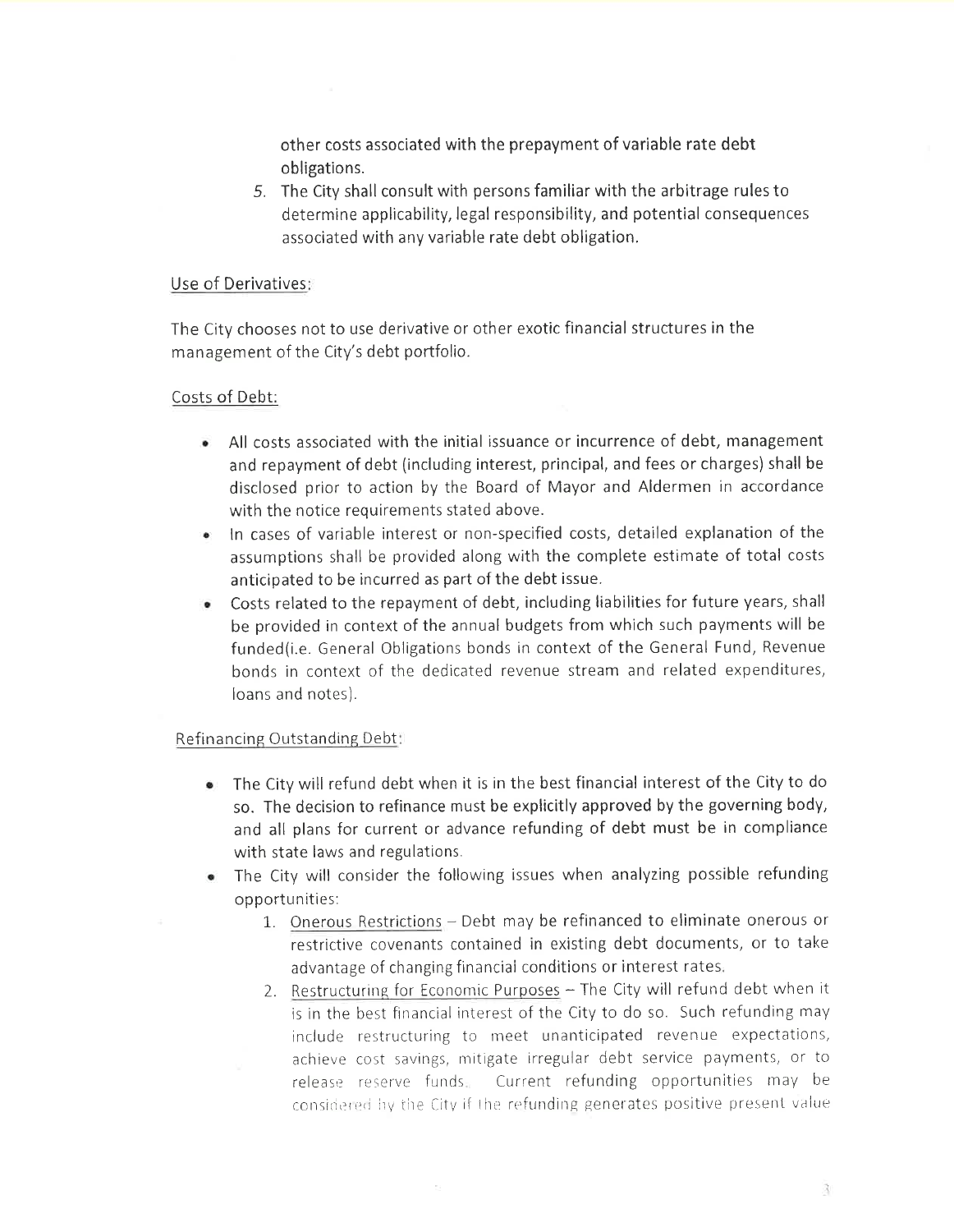other costs associated with the prepayment of variable rate debt obligations.

5. The City shall consult with persons familiar with the arbitrage rules to determine applicability, legal responsibility, and potential consequences associated with any variable rate debt obligation.

Use of Derivatives:

The City chooses not to use derivative or other exotic financial structures in the management of the City's debt portfolio.

Costs of Debt:

- All costs associated with the initial issuance or incurrence of debt, management and repayment of debt (including interest, principal, and fees or charges) shall be disclosed prior to action by the Board of Mayor and Aldermen in accordance with the notice requirements stated above.
- In cases of variable interest or non-specified costs, detailed explanation of the assumptions shall be provided along with the complete estimate of total costs anticipated to be incurred as part of the debt issue.
- Costs related to the repayment of debt, including liabilities for future years, shall be provided in context of the annual budgets from which such payments will be funded(i.e. General Obligations bonds in context of the General Fund, Revenue bonds in context of the dedicated revenue stream and related expenditures, loans and notes).

Refinancing Outstanding Debt:

- The City will refund debt when it is in the best financial interest of the City to do so. The decision to refinance must be explicitly approved by the governing body, and all plans for current or advance refunding of debt must be in compliance with state laws and regulations.
- The City will consider the following issues when analyzing possible refunding opportunities:
    1. Onerous Restrictions – Debt may be refinanced to eliminate onerous or restrictive covenants contained in existing debt documents, or to take advantage of changing financial conditions or interest rates.
    2. Restructuring for Economic Purposes – The City will refund debt when it is in the best financial interest of the City to do so. Such refunding may include restructuring to meet unanticipated revenue expectations, achieve cost savings, mitigate irregular debt service payments, or to release reserve funds. Current refunding opportunities may be considered by the City if the refunding generates positive present value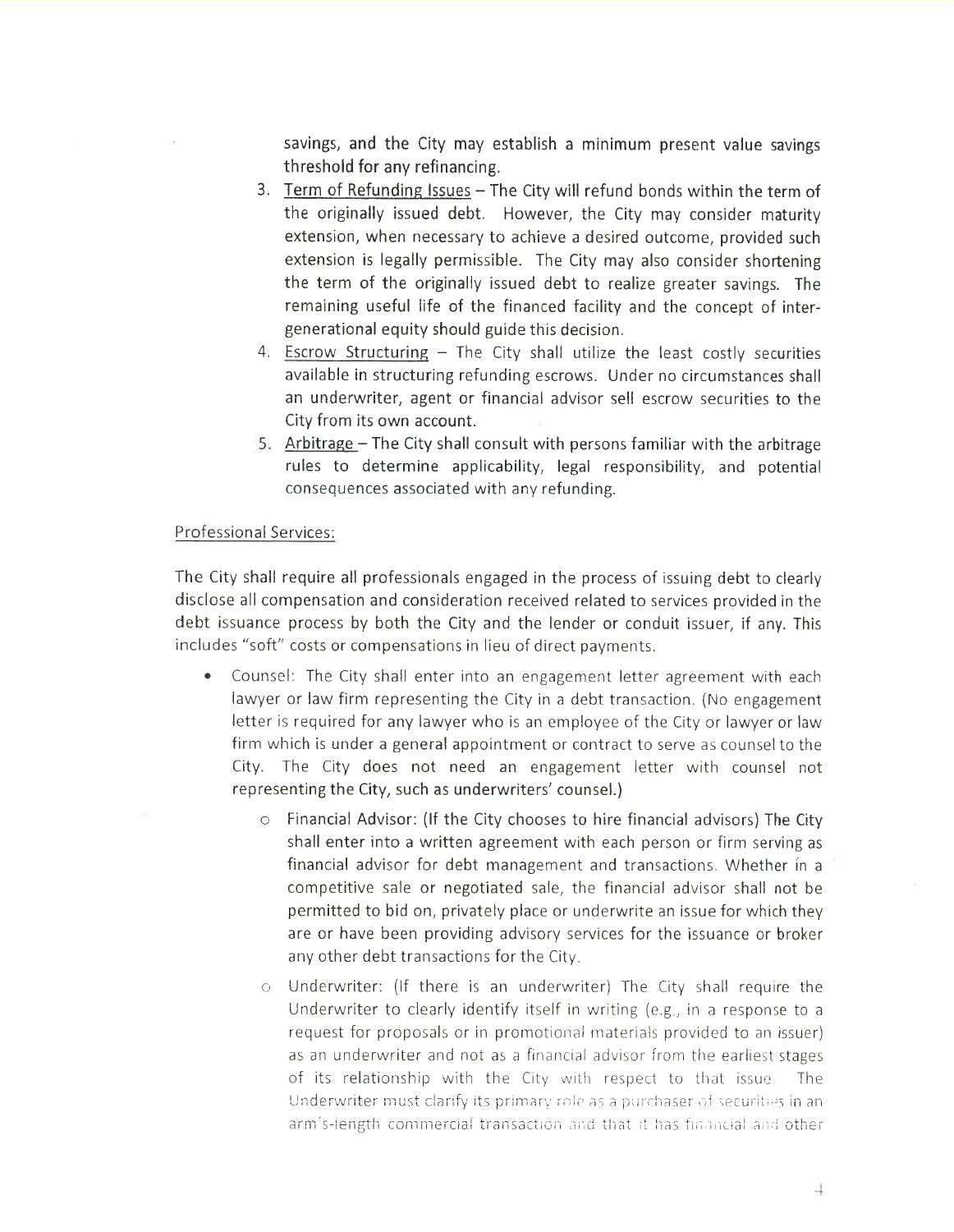savings, and the City may establish a minimum present value savings threshold for any refinancing.

3. Term of Refunding Issues – The City will refund bonds within the term of the originally issued debt. However, the City may consider maturity extension, when necessary to achieve a desired outcome, provided such extension is legally permissible. The City may also consider shortening the term of the originally issued debt to realize greater savings. The remaining useful life of the financed facility and the concept of inter-generational equity should guide this decision.
4. Escrow Structuring – The City shall utilize the least costly securities available in structuring refunding escrows. Under no circumstances shall an underwriter, agent or financial advisor sell escrow securities to the City from its own account.
5. Arbitrage – The City shall consult with persons familiar with the arbitrage rules to determine applicability, legal responsibility, and potential consequences associated with any refunding.

Professional Services:

The City shall require all professionals engaged in the process of issuing debt to clearly disclose all compensation and consideration received related to services provided in the debt issuance process by both the City and the lender or conduit issuer, if any. This includes "soft" costs or compensations in lieu of direct payments.

- Counsel: The City shall enter into an engagement letter agreement with each lawyer or law firm representing the City in a debt transaction. (No engagement letter is required for any lawyer who is an employee of the City or lawyer or law firm which is under a general appointment or contract to serve as counsel to the City. The City does not need an engagement letter with counsel not representing the City, such as underwriters' counsel.)
  - Financial Advisor: (If the City chooses to hire financial advisors) The City shall enter into a written agreement with each person or firm serving as financial advisor for debt management and transactions. Whether in a competitive sale or negotiated sale, the financial advisor shall not be permitted to bid on, privately place or underwrite an issue for which they are or have been providing advisory services for the issuance or broker any other debt transactions for the City.
  - Underwriter: (If there is an underwriter) The City shall require the Underwriter to clearly identify itself in writing (e.g., in a response to a request for proposals or in promotional materials provided to an issuer) as an underwriter and not as a financial advisor from the earliest stages of its relationship with the City with respect to that issue. The Underwriter must clarify its primary role as a purchaser of securities in an arm's-length commercial transaction and that it has financial and other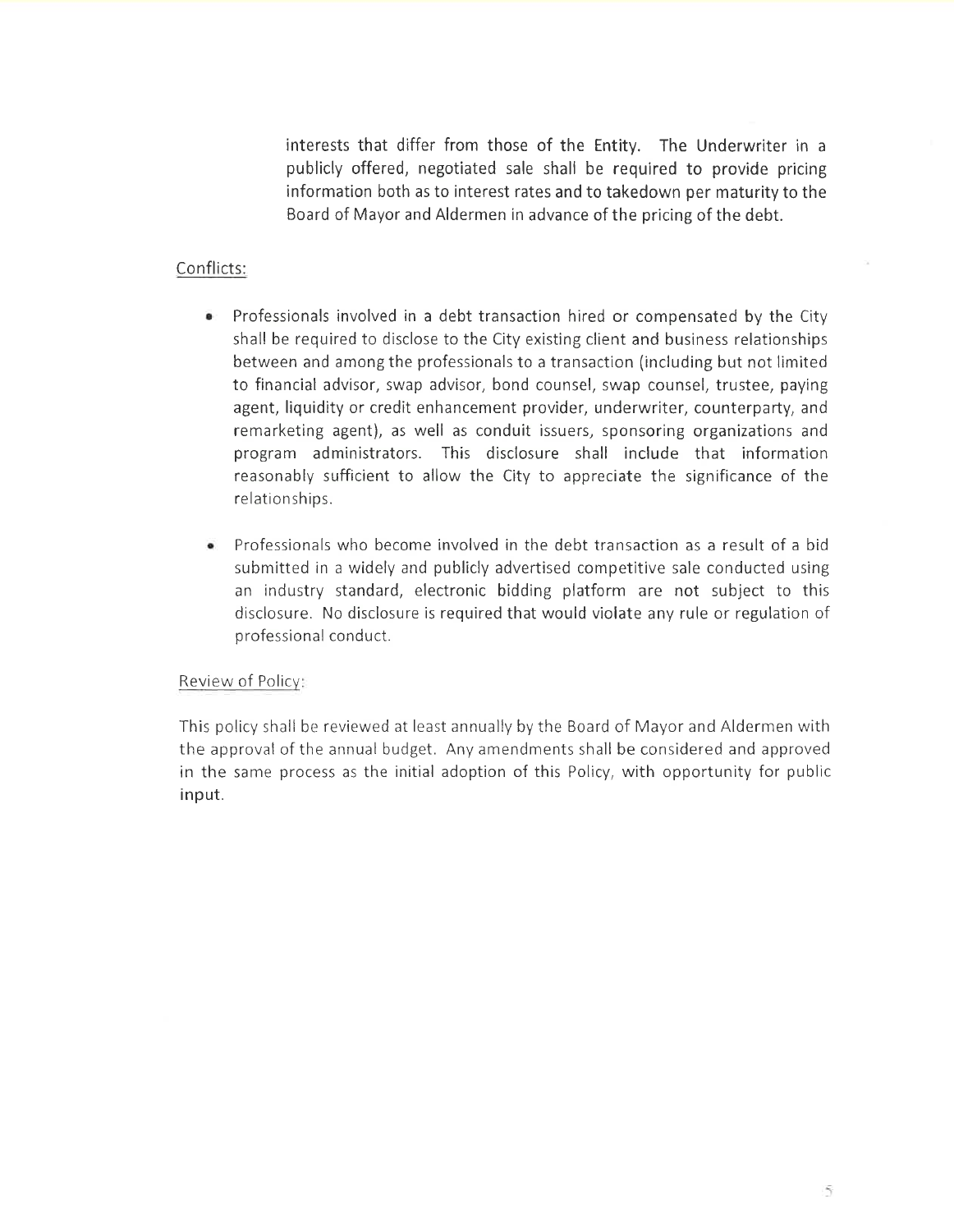interests that differ from those of the Entity. The Underwriter in a publicly offered, negotiated sale shall be required to provide pricing information both as to interest rates and to takedown per maturity to the Board of Mayor and Aldermen in advance of the pricing of the debt.

Conflicts:

- Professionals involved in a debt transaction hired or compensated by the City shall be required to disclose to the City existing client and business relationships between and among the professionals to a transaction (including but not limited to financial advisor, swap advisor, bond counsel, swap counsel, trustee, paying agent, liquidity or credit enhancement provider, underwriter, counterparty, and remarketing agent), as well as conduit issuers, sponsoring organizations and program administrators. This disclosure shall include that information reasonably sufficient to allow the City to appreciate the significance of the relationships.

- Professionals who become involved in the debt transaction as a result of a bid submitted in a widely and publicly advertised competitive sale conducted using an industry standard, electronic bidding platform are not subject to this disclosure. No disclosure is required that would violate any rule or regulation of professional conduct.

Review of Policy:

This policy shall be reviewed at least annually by the Board of Mayor and Aldermen with the approval of the annual budget. Any amendments shall be considered and approved in the same process as the initial adoption of this Policy, with opportunity for public input.